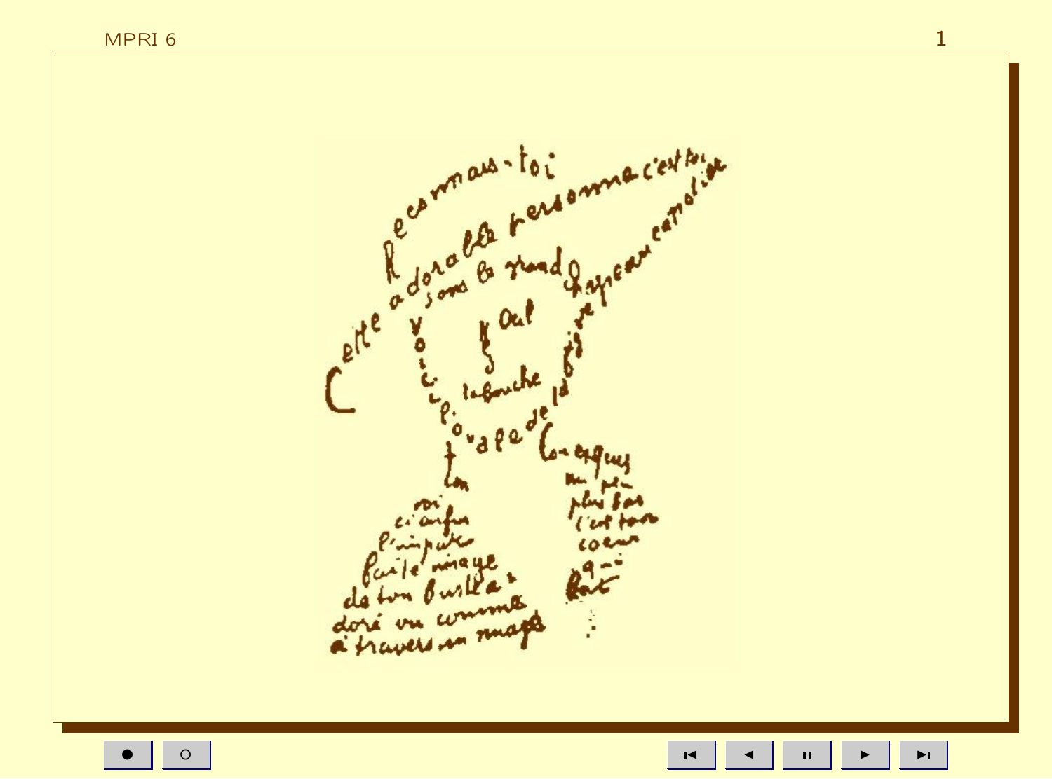Reconnais-toi

Cette adorable personne c'est toi

sous le grand chapeau canotier

Oeil

Nez

la bouche

Voici l'ovale de ta figure

ton cou exquis

Voici enfin l'imparfaite image de ton buste adoré vu comme à travers un nuage

un peu plus bas c'est ton cœur qui bat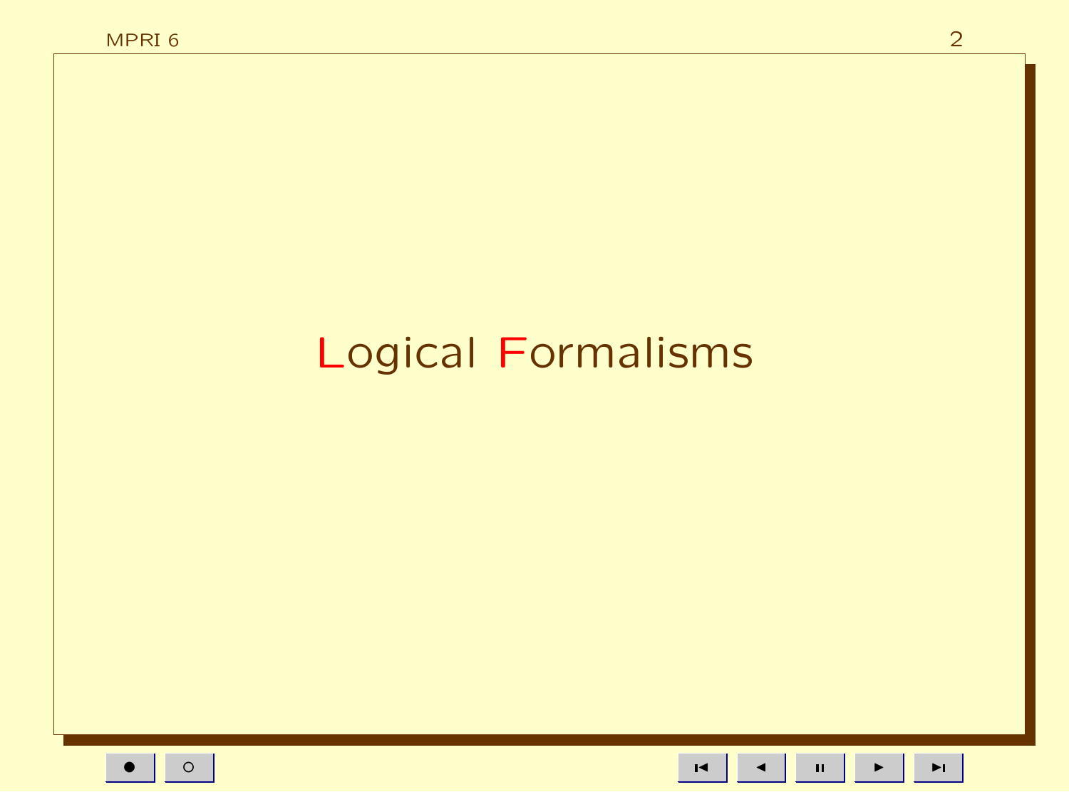# Logical Formalisms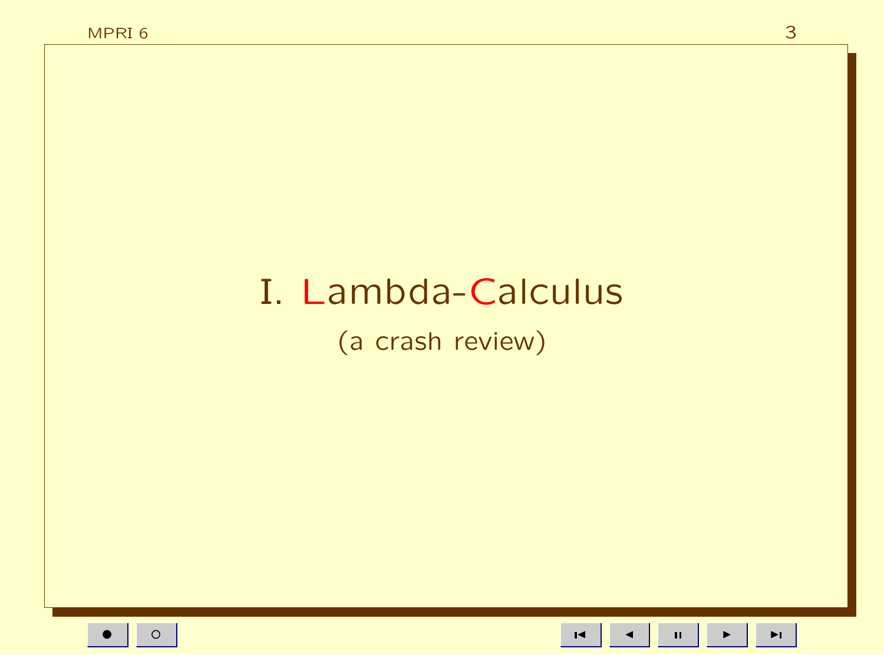# I. Lambda-Calculus

(a crash review)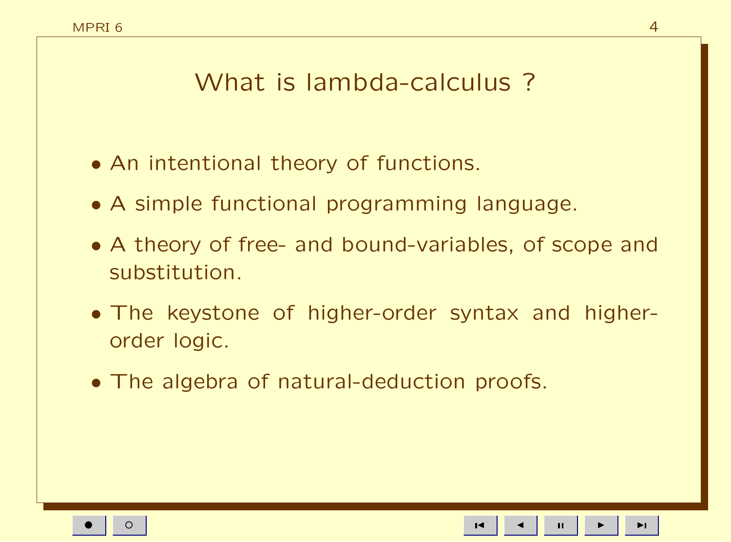# What is lambda-calculus ?

- An intentional theory of functions.
- A simple functional programming language.
- A theory of free- and bound-variables, of scope and substitution.
- The keystone of higher-order syntax and higher-order logic.
- The algebra of natural-deduction proofs.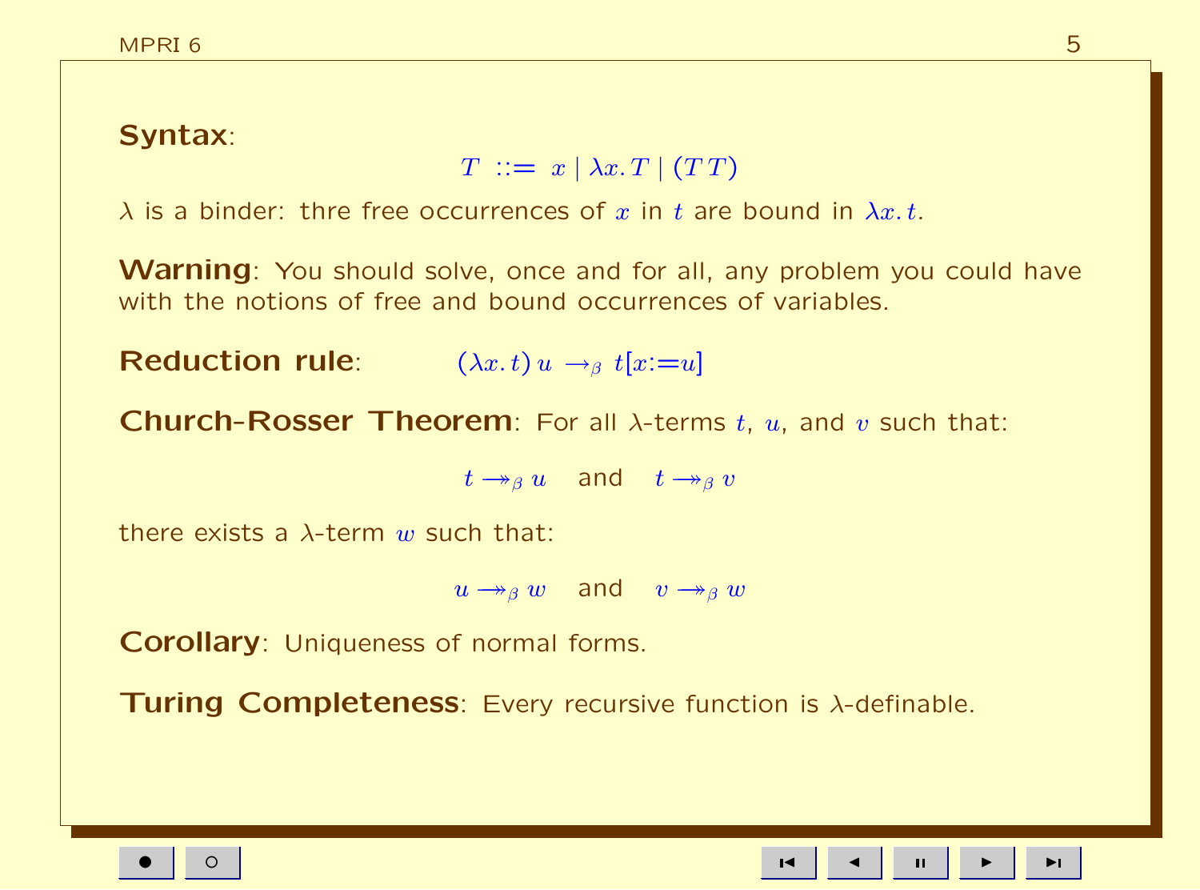**Syntax**:

$$T \ ::= \ x \mid \lambda x.\, T \mid (T\, T)$$

$\lambda$ is a binder: thre free occurrences of $x$ in $t$ are bound in $\lambda x.\, t$.

**Warning**: You should solve, once and for all, any problem you could have with the notions of free and bound occurrences of variables.

**Reduction rule**: $(\lambda x.\, t)\, u \rightarrow_\beta t[x{:=}u]$

**Church-Rosser Theorem**: For all $\lambda$-terms $t$, $u$, and $v$ such that:

$$t \twoheadrightarrow_\beta u \quad \text{and} \quad t \twoheadrightarrow_\beta v$$

there exists a $\lambda$-term $w$ such that:

$$u \twoheadrightarrow_\beta w \quad \text{and} \quad v \twoheadrightarrow_\beta w$$

**Corollary**: Uniqueness of normal forms.

**Turing Completeness**: Every recursive function is $\lambda$-definable.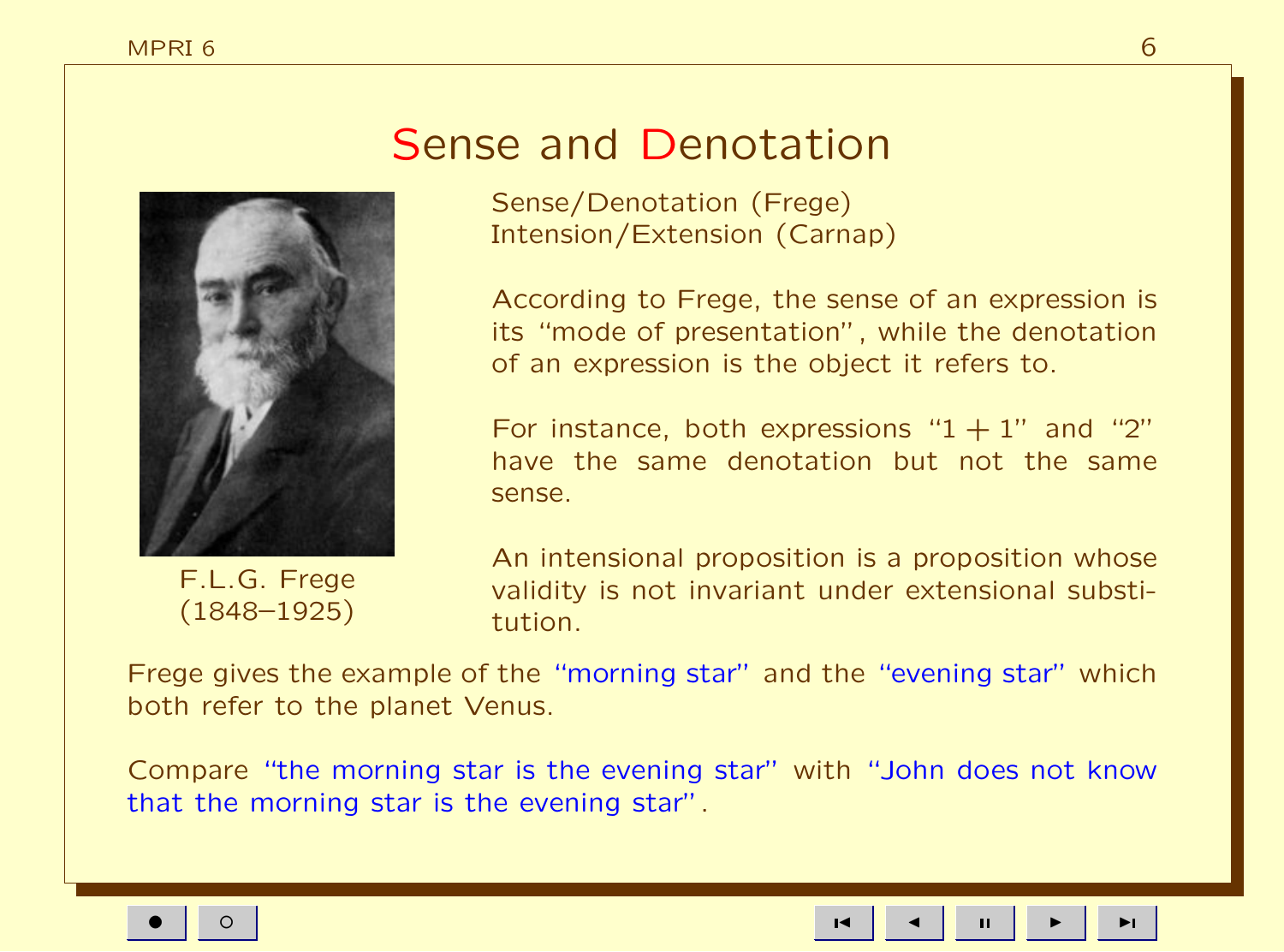# Sense and Denotation

F.L.G. Frege
(1848–1925)

Sense/Denotation (Frege)
Intension/Extension (Carnap)

According to Frege, the sense of an expression is its "mode of presentation", while the denotation of an expression is the object it refers to.

For instance, both expressions "$1 + 1$" and "$2$" have the same denotation but not the same sense.

An intensional proposition is a proposition whose validity is not invariant under extensional substitution.

Frege gives the example of the "morning star" and the "evening star" which both refer to the planet Venus.

Compare "the morning star is the evening star" with "John does not know that the morning star is the evening star".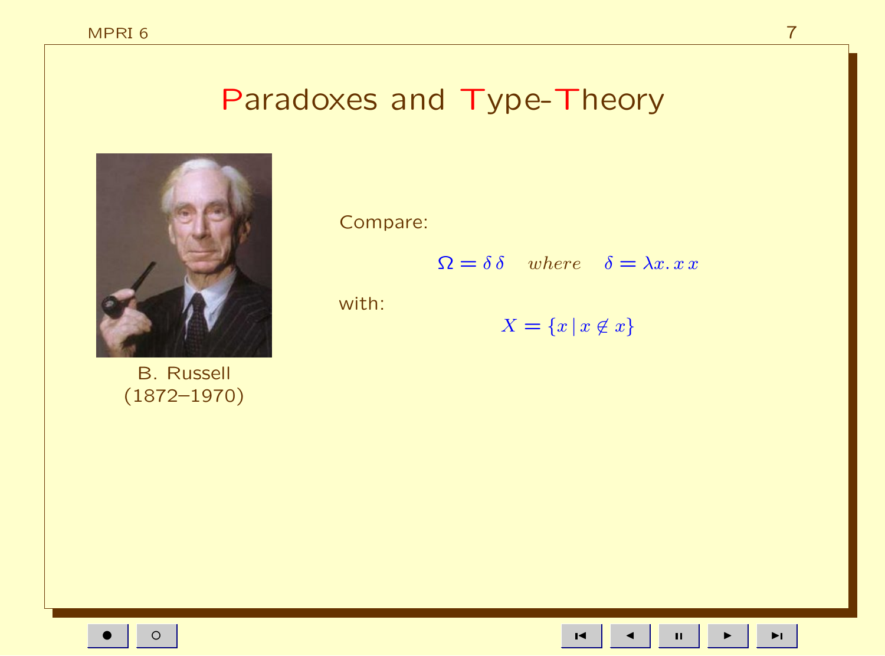# Paradoxes and Type-Theory

B. Russell
(1872–1970)

Compare:

$$\Omega = \delta\,\delta \quad \textit{where} \quad \delta = \lambda x.\, x\, x$$

with:

$$X = \{x \,|\, x \notin x\}$$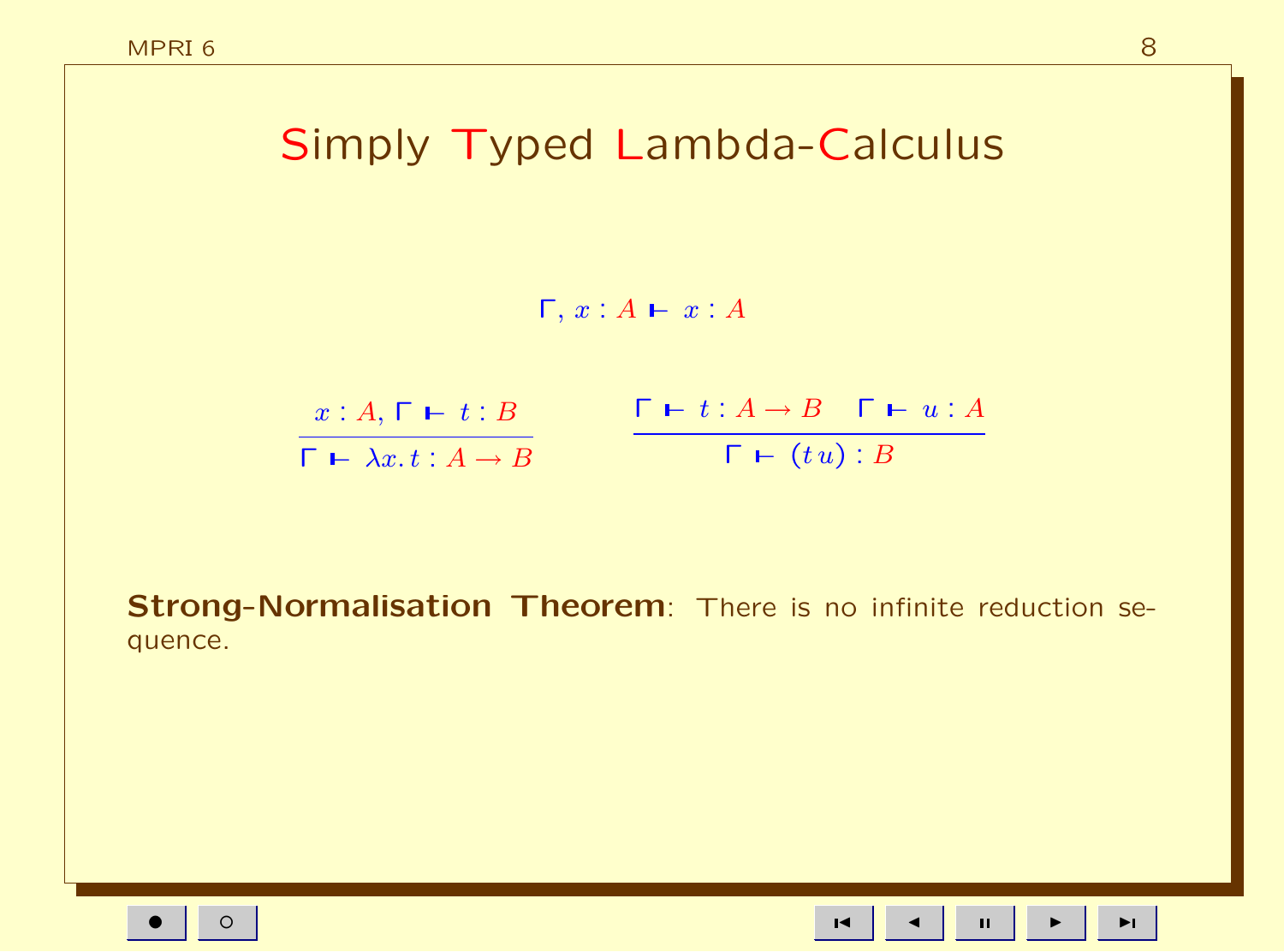# Simply Typed Lambda-Calculus

$$\Gamma, x : A \vdash x : A$$

$$\frac{x : A, \Gamma \vdash t : B}{\Gamma \vdash \lambda x.\, t : A \to B} \qquad \frac{\Gamma \vdash t : A \to B \quad \Gamma \vdash u : A}{\Gamma \vdash (t\, u) : B}$$

**Strong-Normalisation Theorem**: There is no infinite reduction sequence.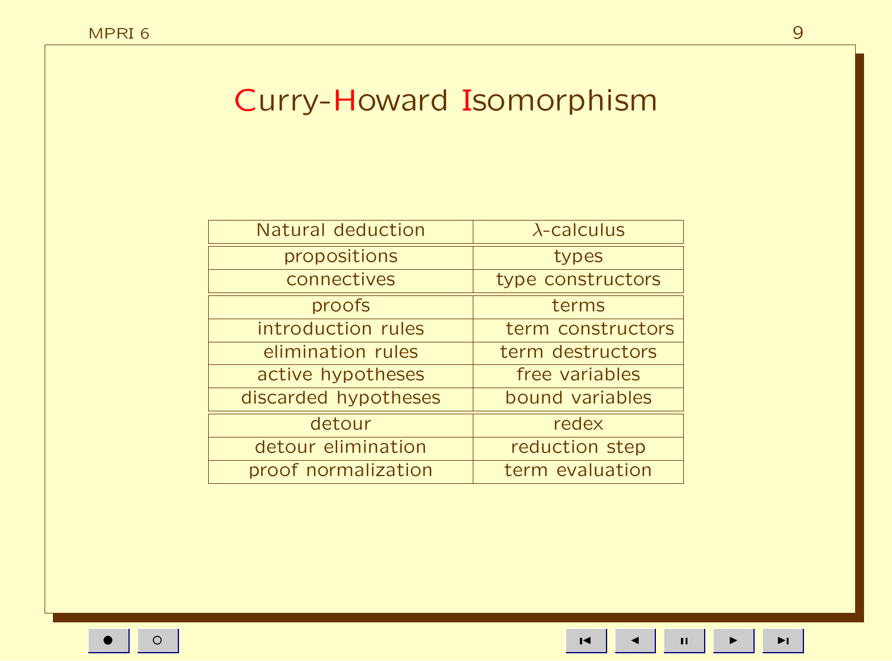# Curry-Howard Isomorphism

| Natural deduction | $\lambda$-calculus |
|---|---|
| propositions | types |
| connectives | type constructors |
| proofs | terms |
| introduction rules | term constructors |
| elimination rules | term destructors |
| active hypotheses | free variables |
| discarded hypotheses | bound variables |
| detour | redex |
| detour elimination | reduction step |
| proof normalization | term evaluation |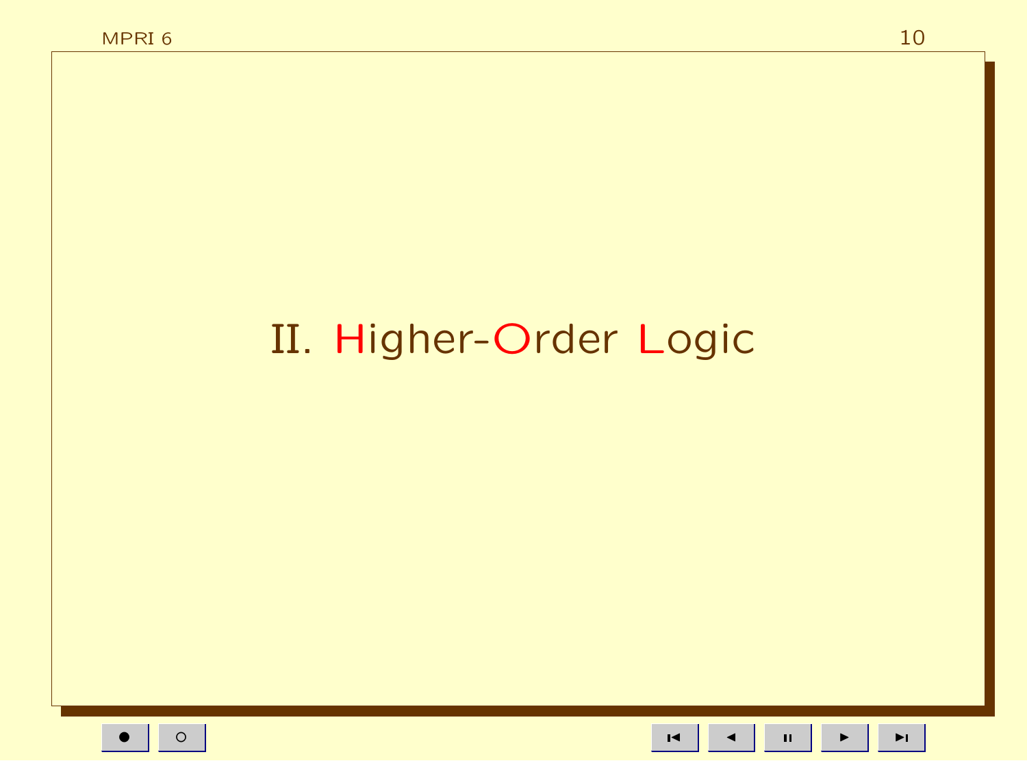# II. Higher-Order Logic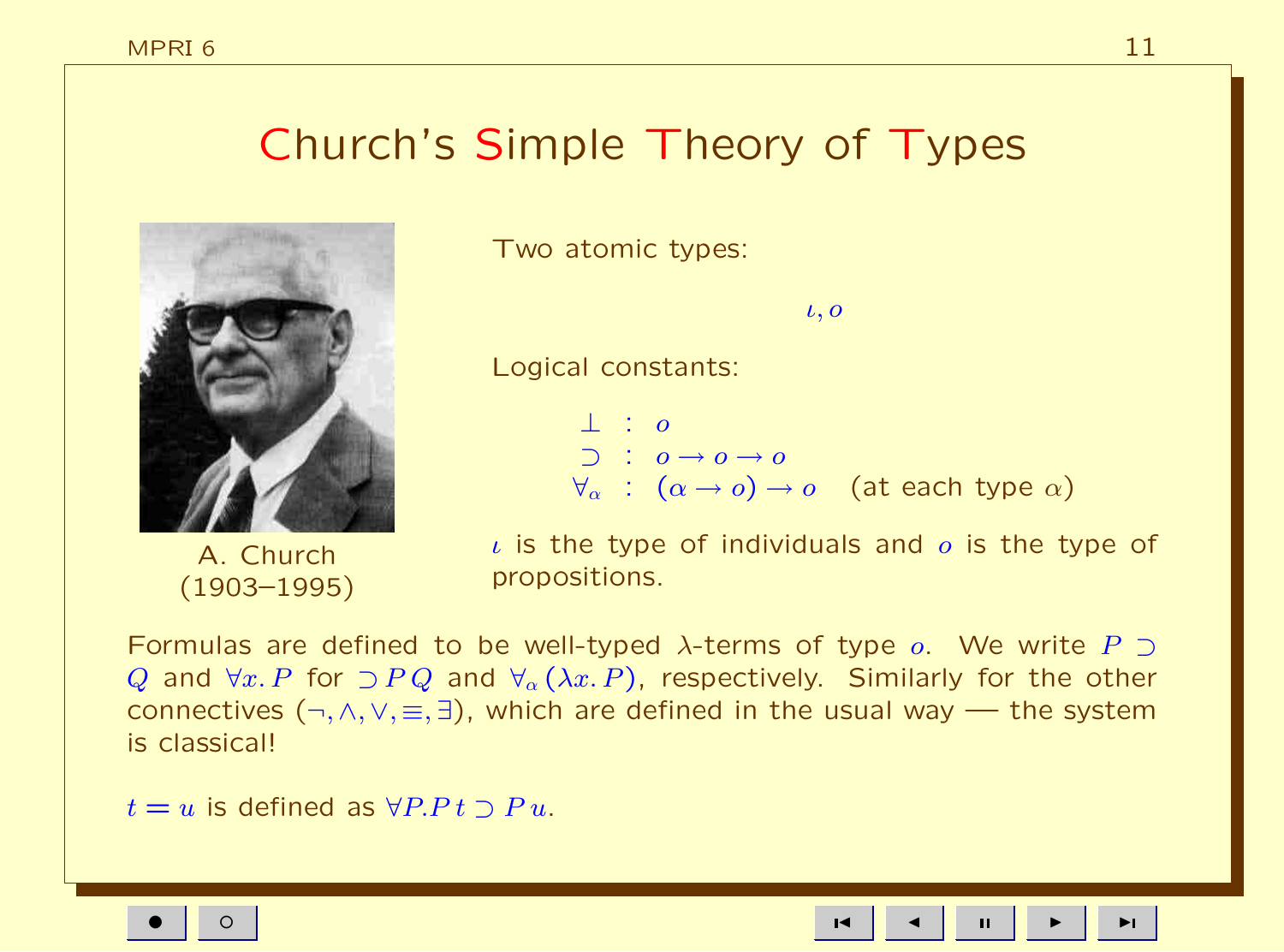# Church's Simple Theory of Types

A. Church
(1903–1995)

Two atomic types:

$$\iota, o$$

Logical constants:

$$\begin{array}{rcl} \bot & : & o \\ \supset & : & o \to o \to o \\ \forall_\alpha & : & (\alpha \to o) \to o \quad \text{(at each type } \alpha\text{)} \end{array}$$

$\iota$ is the type of individuals and $o$ is the type of propositions.

Formulas are defined to be well-typed $\lambda$-terms of type $o$. We write $P \supset Q$ and $\forall x.\, P$ for $\supset P\, Q$ and $\forall_\alpha\, (\lambda x.\, P)$, respectively. Similarly for the other connectives ($\neg, \wedge, \vee, \equiv, \exists$), which are defined in the usual way — the system is classical!

$t = u$ is defined as $\forall P. P\, t \supset P\, u$.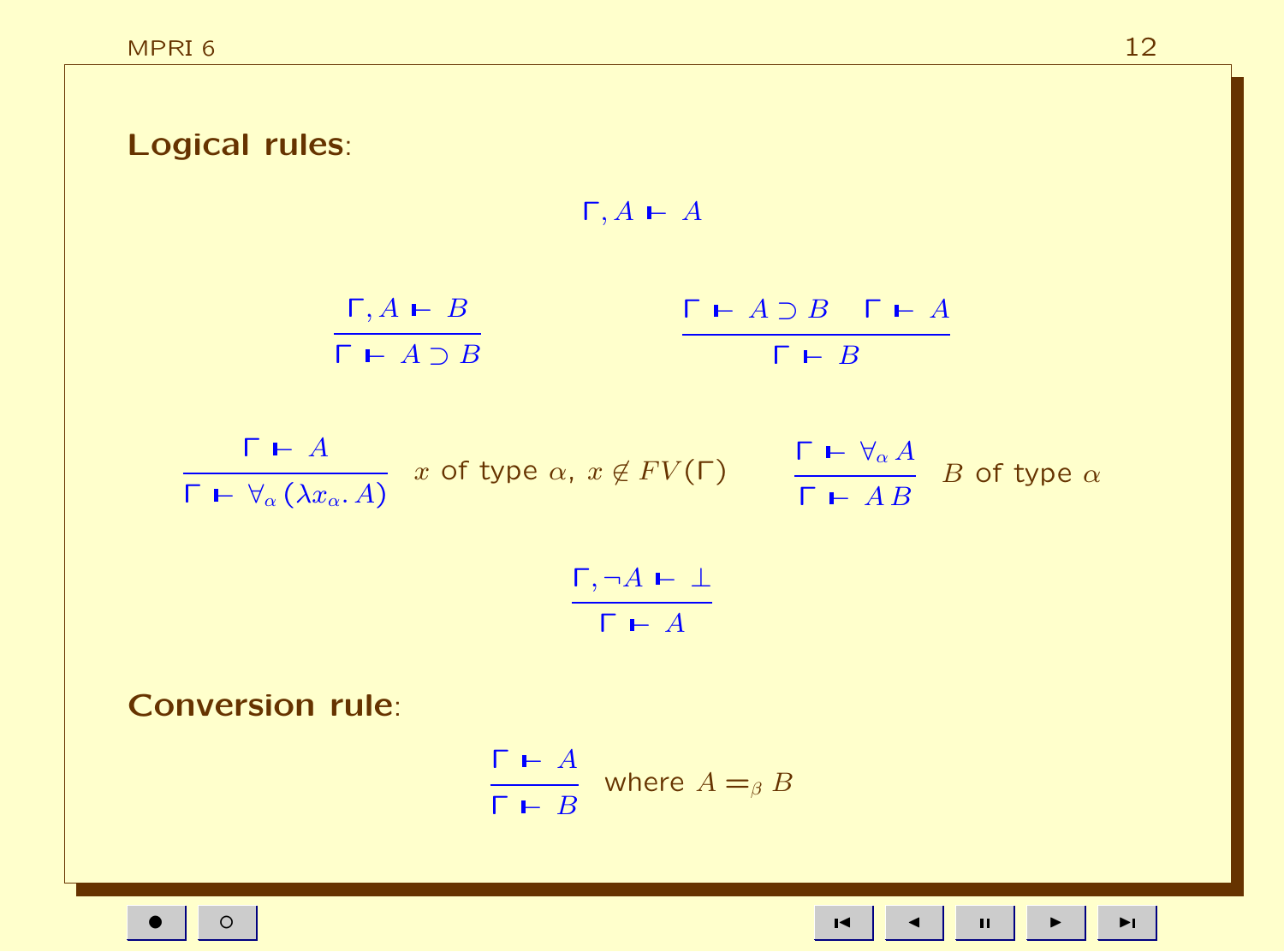**Logical rules**:

$$\Gamma, A \vdash A$$

$$\frac{\Gamma, A \vdash B}{\Gamma \vdash A \supset B} \qquad \frac{\Gamma \vdash A \supset B \quad \Gamma \vdash A}{\Gamma \vdash B}$$

$$\frac{\Gamma \vdash A}{\Gamma \vdash \forall_\alpha (\lambda x_\alpha . A)} \; x \text{ of type } \alpha,\ x \notin FV(\Gamma) \qquad \frac{\Gamma \vdash \forall_\alpha A}{\Gamma \vdash A\,B} \; B \text{ of type } \alpha$$

$$\frac{\Gamma, \neg A \vdash \bot}{\Gamma \vdash A}$$

**Conversion rule**:

$$\frac{\Gamma \vdash A}{\Gamma \vdash B} \; \text{where } A =_\beta B$$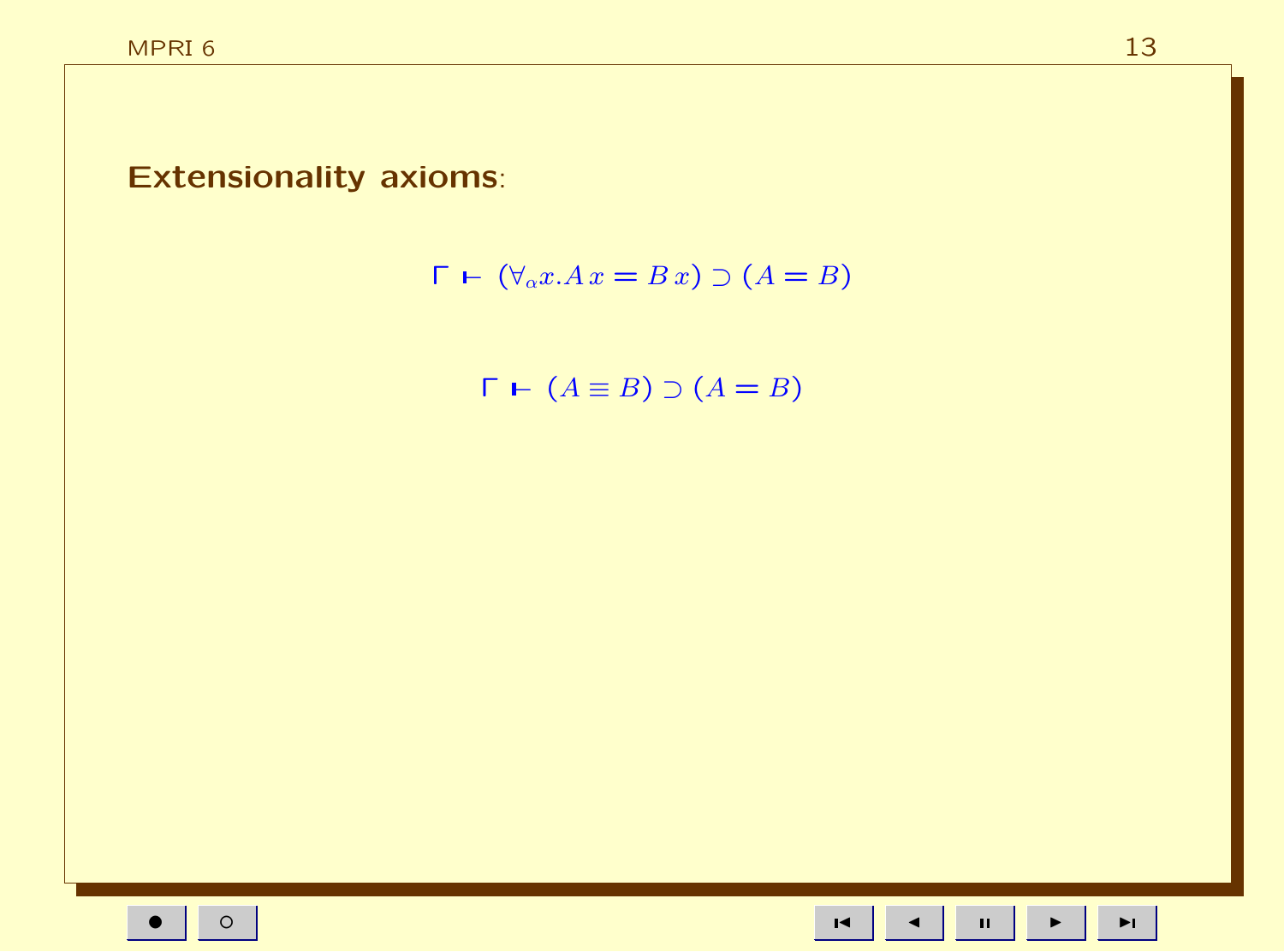**Extensionality axioms**:

$$\Gamma \vdash (\forall_\alpha x. A\, x = B\, x) \supset (A = B)$$

$$\Gamma \vdash (A \equiv B) \supset (A = B)$$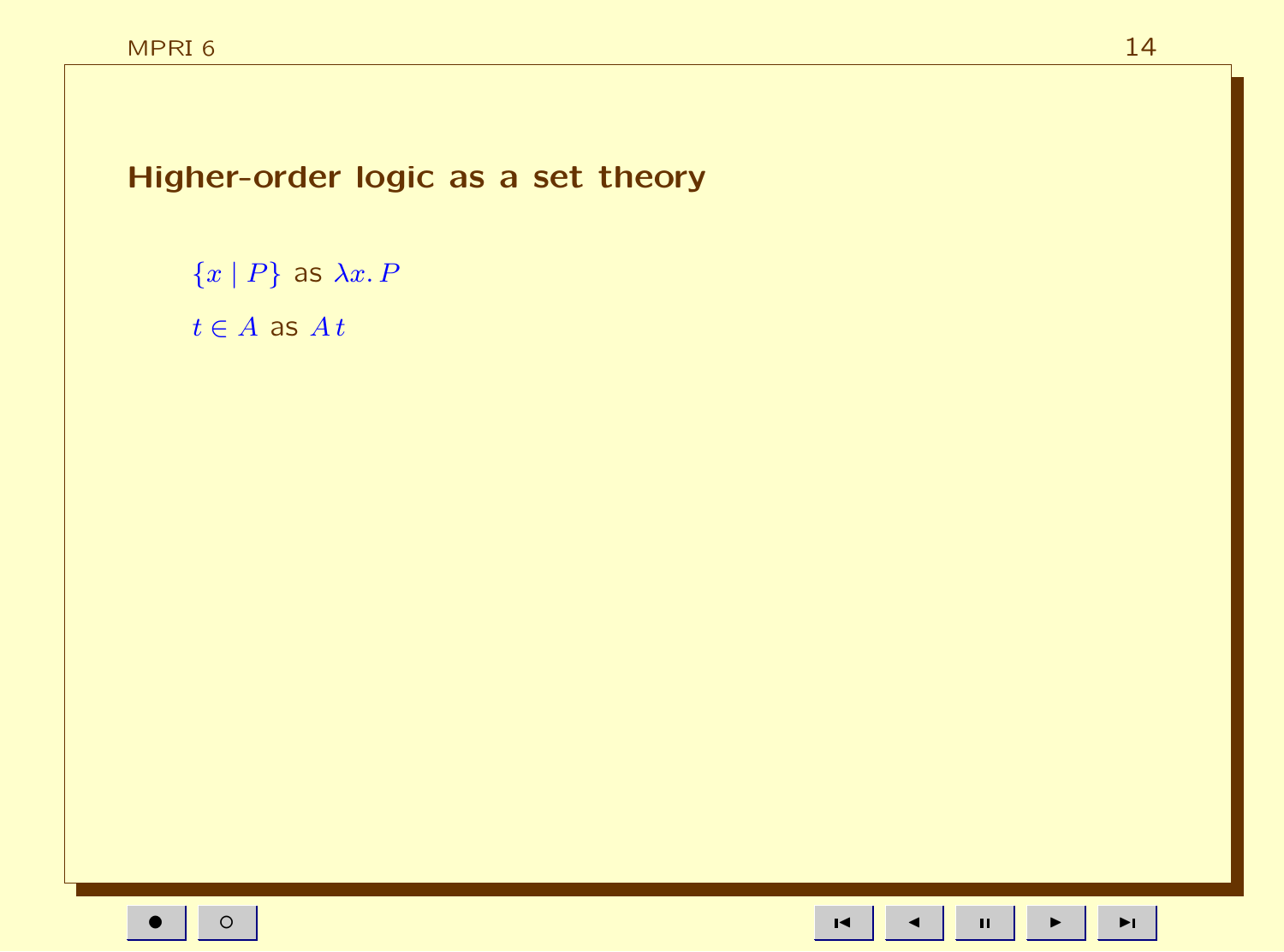## Higher-order logic as a set theory

$\{x \mid P\}$ as $\lambda x.\, P$

$t \in A$ as $A\, t$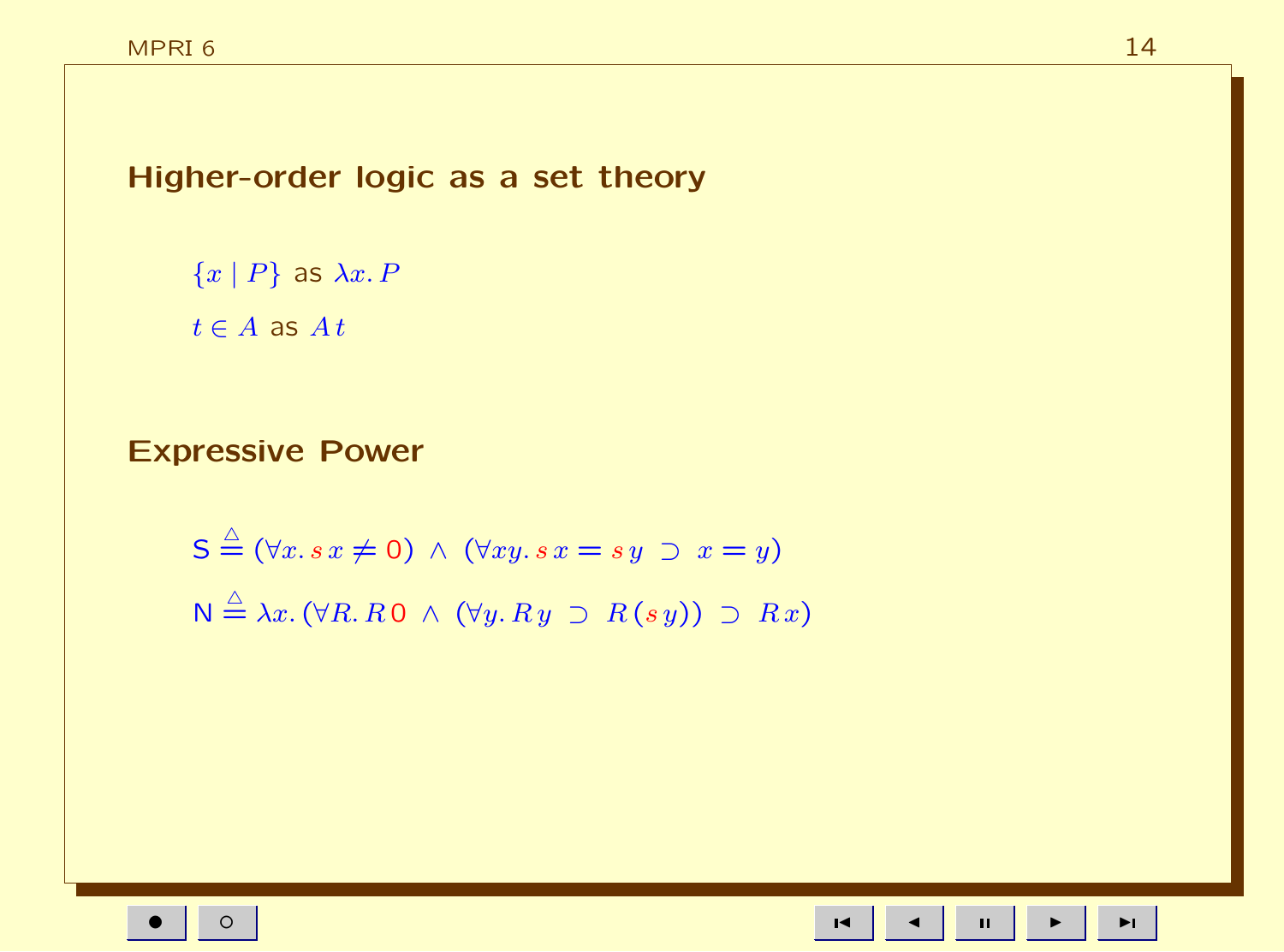## Higher-order logic as a set theory

$\{x \mid P\}$ as $\lambda x.\, P$

$t \in A$ as $A\, t$

## Expressive Power

$$\mathsf{S} \triangleq (\forall x.\, s\, x \neq 0) \;\wedge\; (\forall x y.\, s\, x = s\, y \;\supset\; x = y)$$

$$\mathsf{N} \triangleq \lambda x.\, (\forall R.\, R\, 0 \;\wedge\; (\forall y.\, R\, y \;\supset\; R\, (s\, y)) \;\supset\; R\, x)$$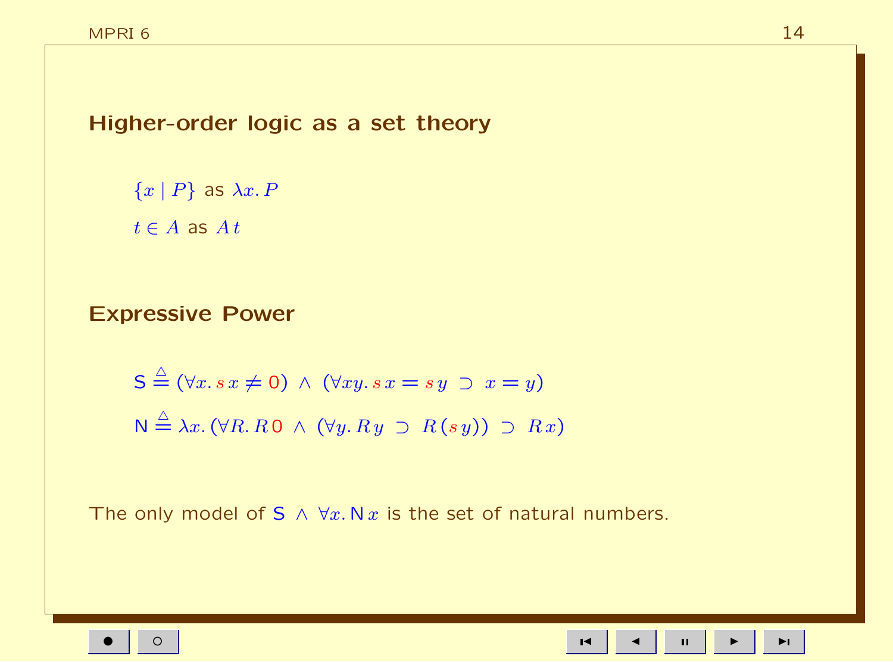## Higher-order logic as a set theory

$\{x \mid P\}$ as $\lambda x.\, P$

$t \in A$ as $A\, t$

## Expressive Power

$\mathsf{S} \stackrel{\triangle}{=} (\forall x.\, s\, x \neq 0) \;\wedge\; (\forall xy.\, s\, x = s\, y \;\supset\; x = y)$

$\mathsf{N} \stackrel{\triangle}{=} \lambda x.\, (\forall R.\, R\, 0 \;\wedge\; (\forall y.\, R\, y \;\supset\; R\, (s\, y)) \;\supset\; R\, x)$

The only model of $\mathsf{S} \;\wedge\; \forall x.\, \mathsf{N}\, x$ is the set of natural numbers.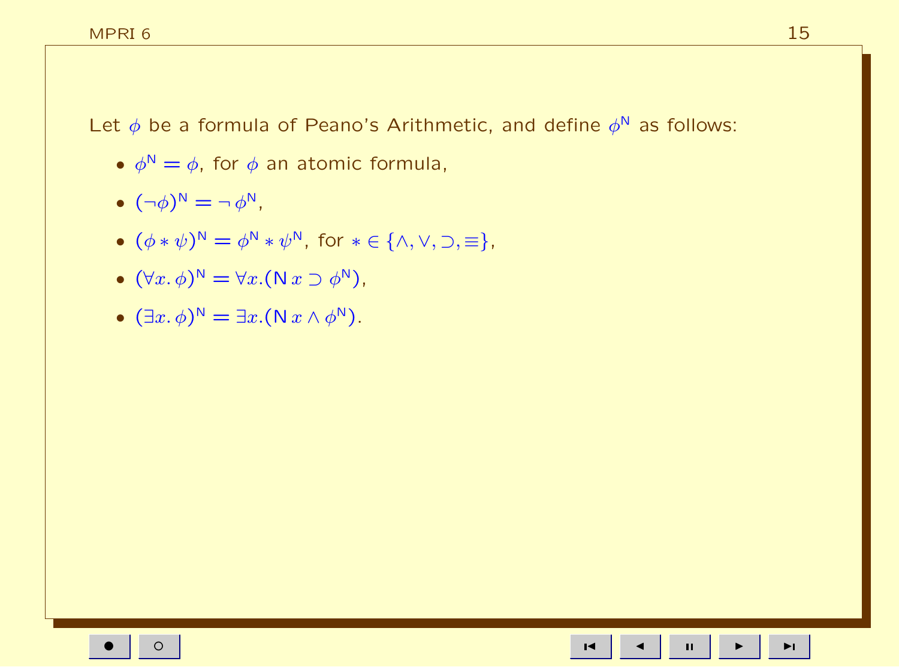Let $\phi$ be a formula of Peano's Arithmetic, and define $\phi^{\mathsf{N}}$ as follows:

- $\phi^{\mathsf{N}} = \phi$, for $\phi$ an atomic formula,
- $(\neg\phi)^{\mathsf{N}} = \neg\,\phi^{\mathsf{N}}$,
- $(\phi * \psi)^{\mathsf{N}} = \phi^{\mathsf{N}} * \psi^{\mathsf{N}}$, for $* \in \{\wedge, \vee, \supset, \equiv\}$,
- $(\forall x.\,\phi)^{\mathsf{N}} = \forall x.(\mathsf{N}\,x \supset \phi^{\mathsf{N}})$,
- $(\exists x.\,\phi)^{\mathsf{N}} = \exists x.(\mathsf{N}\,x \wedge \phi^{\mathsf{N}})$.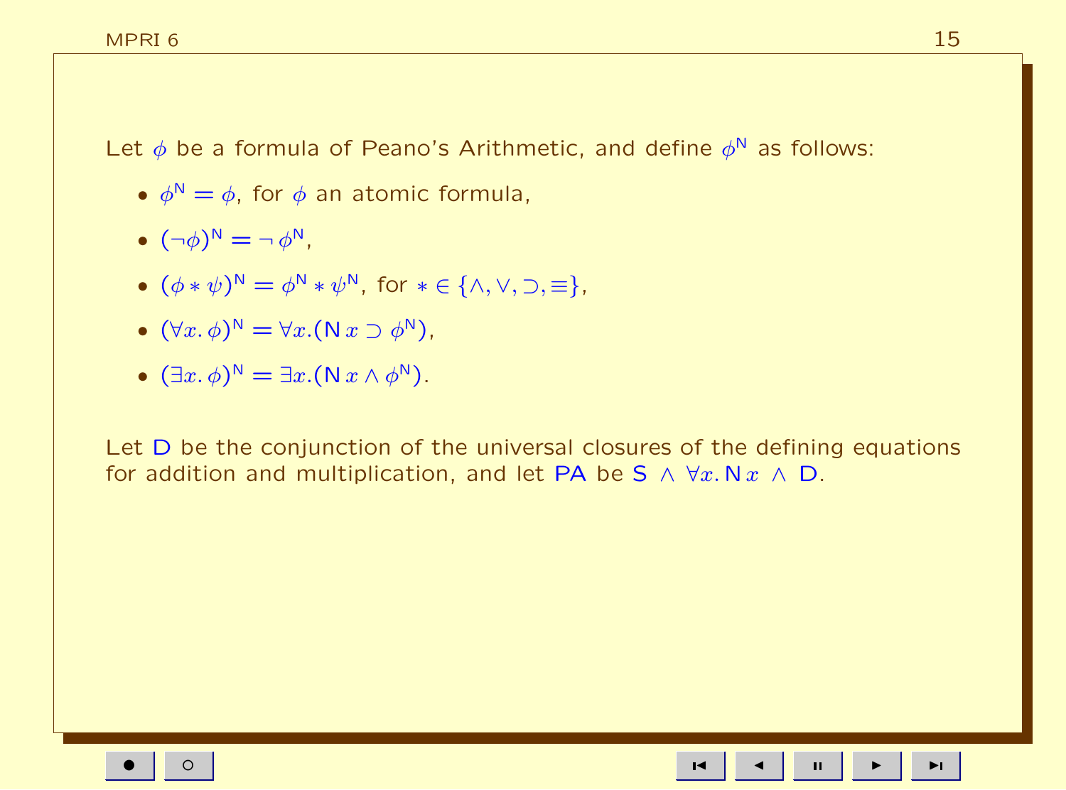Let $\phi$ be a formula of Peano's Arithmetic, and define $\phi^{\mathsf{N}}$ as follows:

- $\phi^{\mathsf{N}} = \phi$, for $\phi$ an atomic formula,
- $(\neg\phi)^{\mathsf{N}} = \neg\, \phi^{\mathsf{N}}$,
- $(\phi * \psi)^{\mathsf{N}} = \phi^{\mathsf{N}} * \psi^{\mathsf{N}}$, for $* \in \{\wedge, \vee, \supset, \equiv\}$,
- $(\forall x.\, \phi)^{\mathsf{N}} = \forall x.(\mathsf{N}\, x \supset \phi^{\mathsf{N}})$,
- $(\exists x.\, \phi)^{\mathsf{N}} = \exists x.(\mathsf{N}\, x \wedge \phi^{\mathsf{N}})$.

Let $\mathsf{D}$ be the conjunction of the universal closures of the defining equations for addition and multiplication, and let $\mathsf{PA}$ be $\mathsf{S} \wedge \forall x.\, \mathsf{N}\, x \wedge \mathsf{D}$.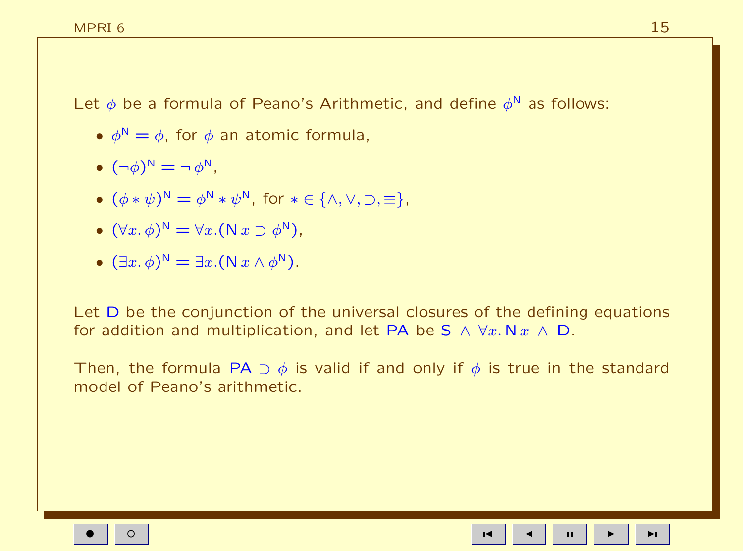Let $\phi$ be a formula of Peano's Arithmetic, and define $\phi^{\mathsf{N}}$ as follows:

- $\phi^{\mathsf{N}} = \phi$, for $\phi$ an atomic formula,
- $(\neg\phi)^{\mathsf{N}} = \neg\, \phi^{\mathsf{N}}$,
- $(\phi * \psi)^{\mathsf{N}} = \phi^{\mathsf{N}} * \psi^{\mathsf{N}}$, for $* \in \{\wedge, \vee, \supset, \equiv\}$,
- $(\forall x.\, \phi)^{\mathsf{N}} = \forall x.(\mathsf{N}\, x \supset \phi^{\mathsf{N}})$,
- $(\exists x.\, \phi)^{\mathsf{N}} = \exists x.(\mathsf{N}\, x \wedge \phi^{\mathsf{N}})$.

Let $\mathsf{D}$ be the conjunction of the universal closures of the defining equations for addition and multiplication, and let $\mathsf{PA}$ be $\mathsf{S}\ \wedge\ \forall x.\, \mathsf{N}\, x\ \wedge\ \mathsf{D}$.

Then, the formula $\mathsf{PA} \supset \phi$ is valid if and only if $\phi$ is true in the standard model of Peano's arithmetic.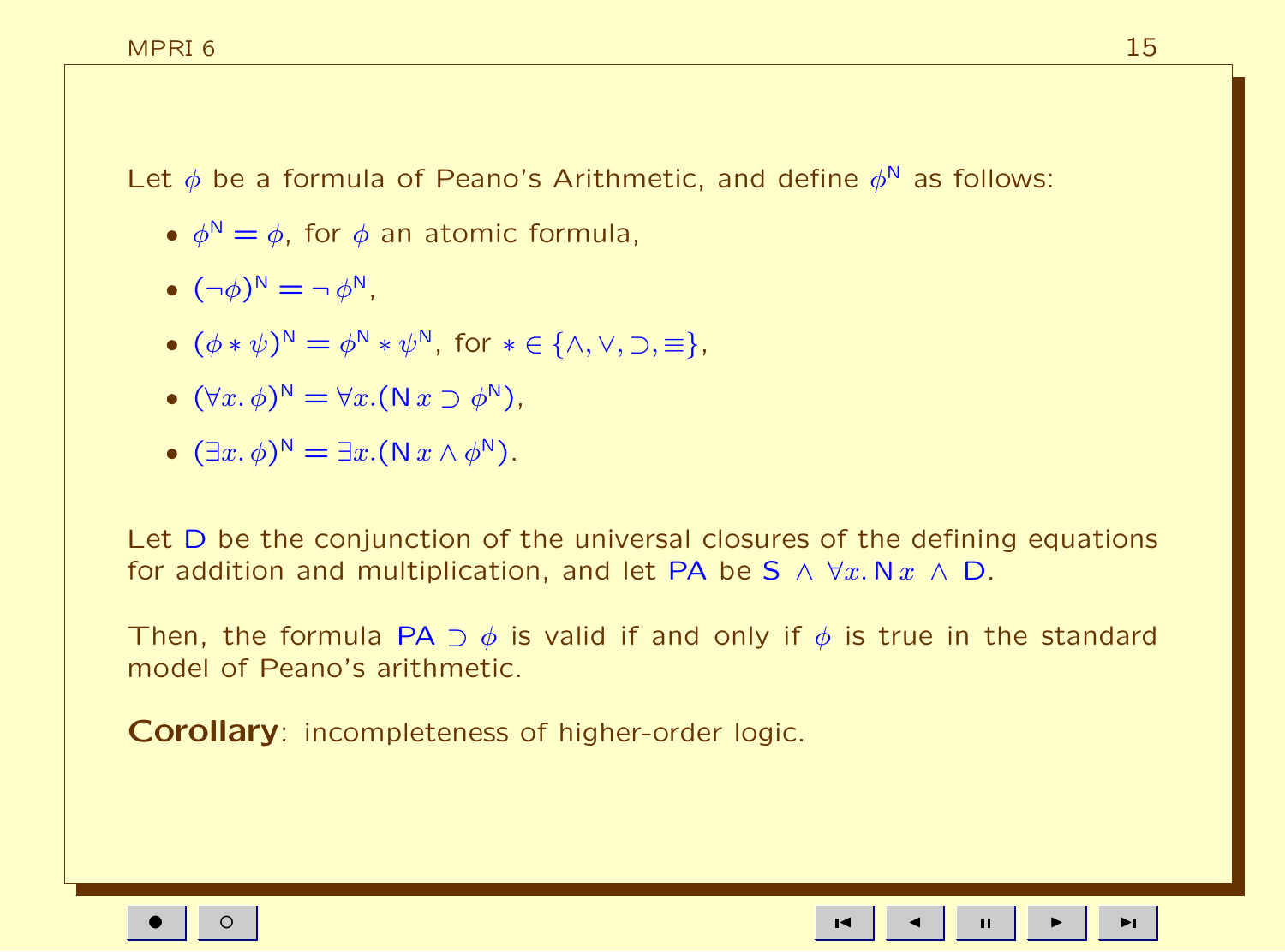Let $\phi$ be a formula of Peano's Arithmetic, and define $\phi^{\mathsf{N}}$ as follows:

- $\phi^{\mathsf{N}} = \phi$, for $\phi$ an atomic formula,
- $(\neg\phi)^{\mathsf{N}} = \neg\, \phi^{\mathsf{N}}$,
- $(\phi * \psi)^{\mathsf{N}} = \phi^{\mathsf{N}} * \psi^{\mathsf{N}}$, for $* \in \{\wedge, \vee, \supset, \equiv\}$,
- $(\forall x.\, \phi)^{\mathsf{N}} = \forall x.(\mathsf{N}\, x \supset \phi^{\mathsf{N}})$,
- $(\exists x.\, \phi)^{\mathsf{N}} = \exists x.(\mathsf{N}\, x \wedge \phi^{\mathsf{N}})$.

Let $\mathsf{D}$ be the conjunction of the universal closures of the defining equations for addition and multiplication, and let $\mathsf{PA}$ be $\mathsf{S} \wedge \forall x.\, \mathsf{N}\, x \wedge \mathsf{D}$.

Then, the formula $\mathsf{PA} \supset \phi$ is valid if and only if $\phi$ is true in the standard model of Peano's arithmetic.

**Corollary**: incompleteness of higher-order logic.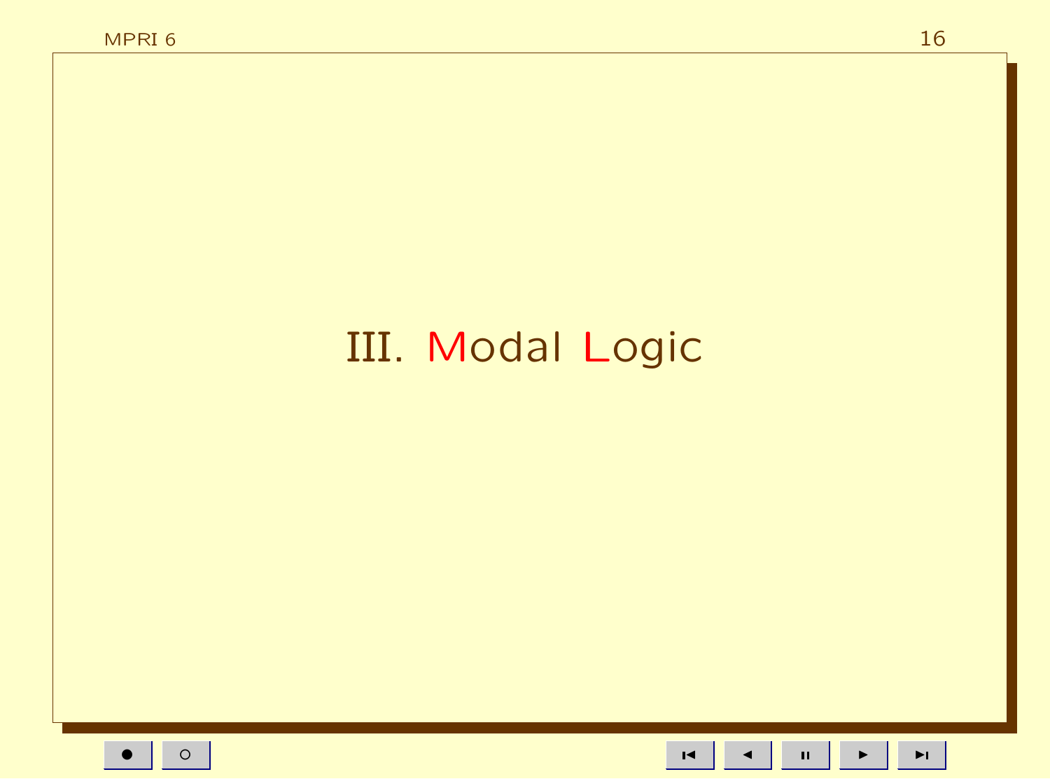# III. Modal Logic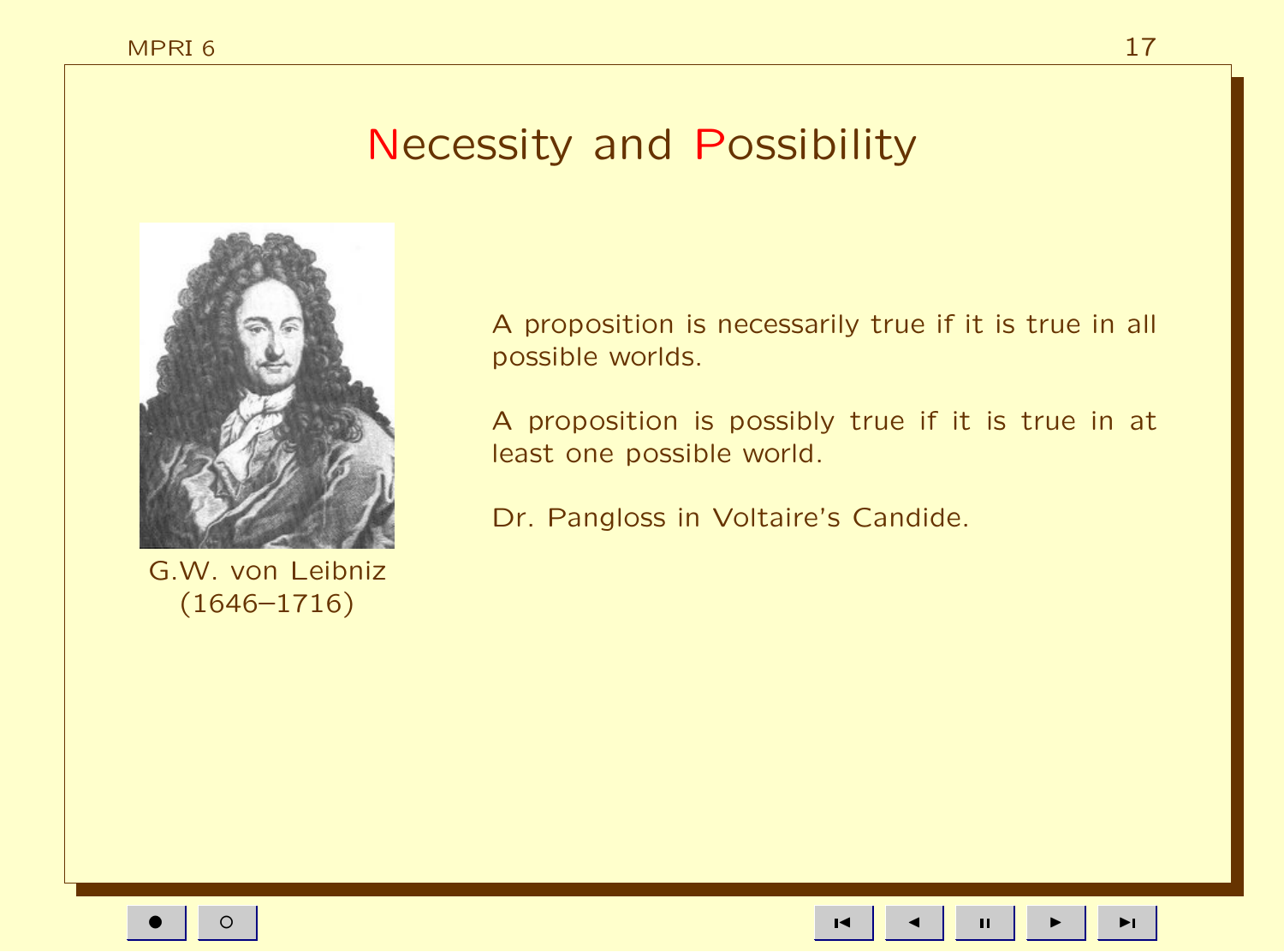# Necessity and Possibility

G.W. von Leibniz
(1646–1716)

A proposition is necessarily true if it is true in all possible worlds.

A proposition is possibly true if it is true in at least one possible world.

Dr. Pangloss in Voltaire's Candide.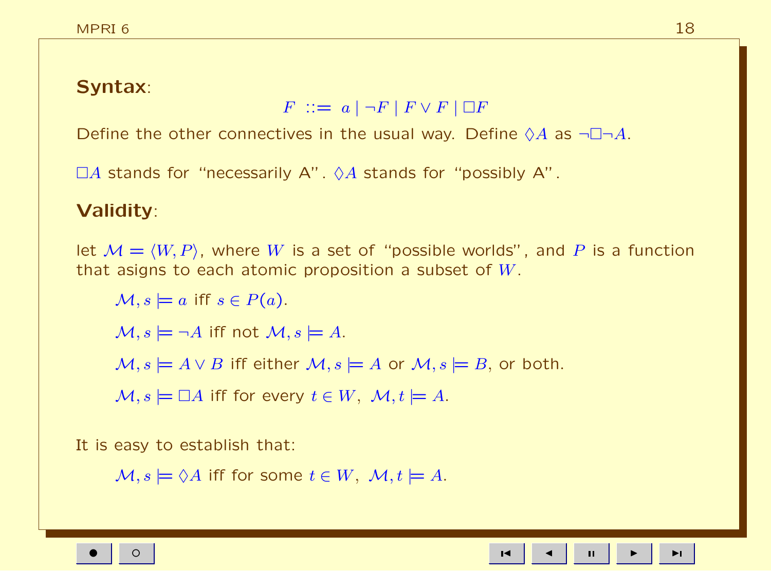**Syntax**:

$$F ::= a \mid \neg F \mid F \vee F \mid \Box F$$

Define the other connectives in the usual way. Define $\Diamond A$ as $\neg\Box\neg A$.

$\Box A$ stands for "necessarily A". $\Diamond A$ stands for "possibly A".

**Validity**:

let $\mathcal{M} = \langle W, P \rangle$, where $W$ is a set of "possible worlds", and $P$ is a function that asigns to each atomic proposition a subset of $W$.

> $\mathcal{M}, s \models a$ iff $s \in P(a)$.
>
> $\mathcal{M}, s \models \neg A$ iff not $\mathcal{M}, s \models A$.
>
> $\mathcal{M}, s \models A \vee B$ iff either $\mathcal{M}, s \models A$ or $\mathcal{M}, s \models B$, or both.
>
> $\mathcal{M}, s \models \Box A$ iff for every $t \in W$, $\mathcal{M}, t \models A$.

It is easy to establish that:

> $\mathcal{M}, s \models \Diamond A$ iff for some $t \in W$, $\mathcal{M}, t \models A$.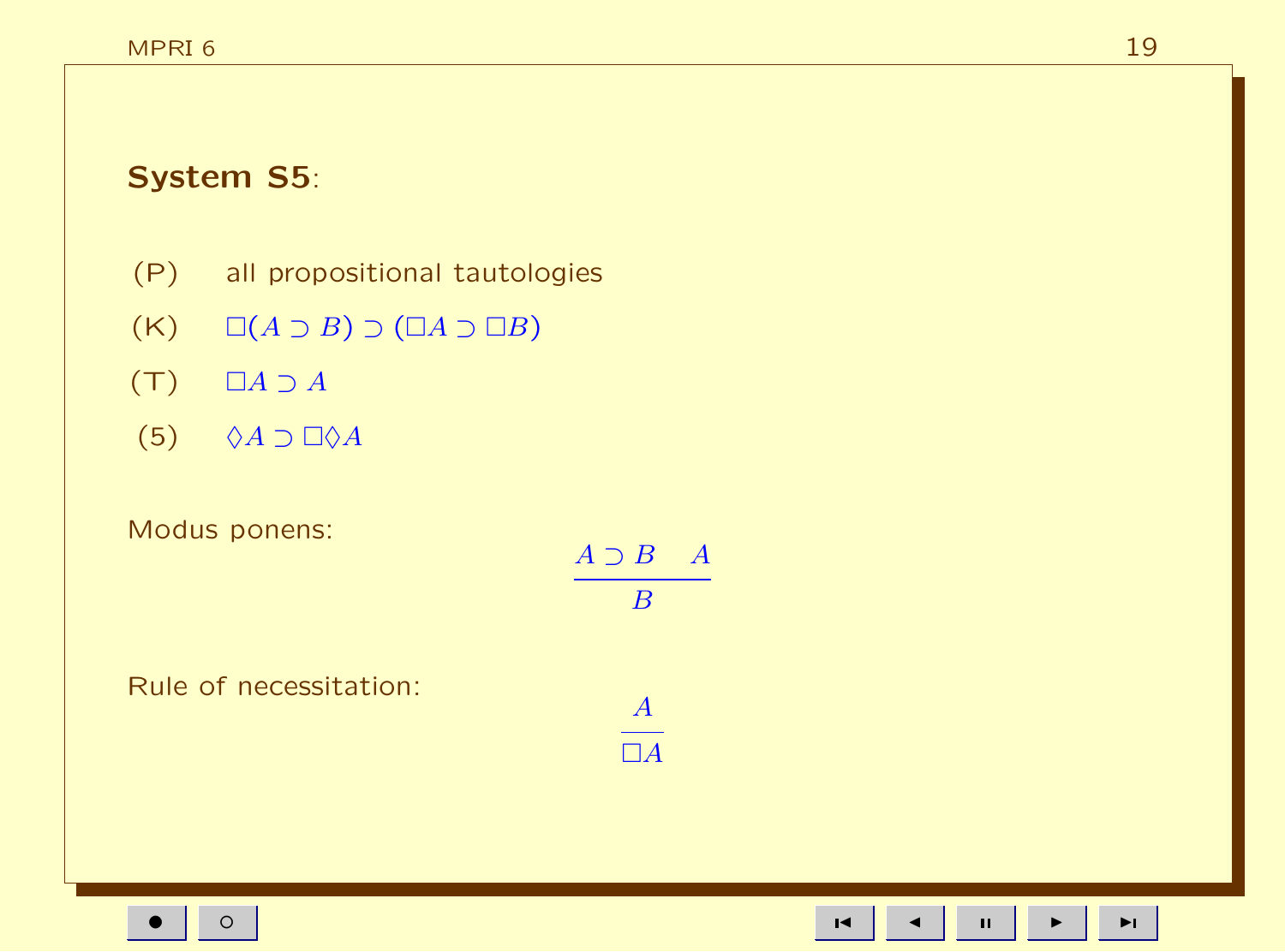**System S5**:

(P) all propositional tautologies

(K) $\Box(A \supset B) \supset (\Box A \supset \Box B)$

(T) $\Box A \supset A$

(5) $\Diamond A \supset \Box \Diamond A$

Modus ponens:

$$\frac{A \supset B \quad A}{B}$$

Rule of necessitation:

$$\frac{A}{\Box A}$$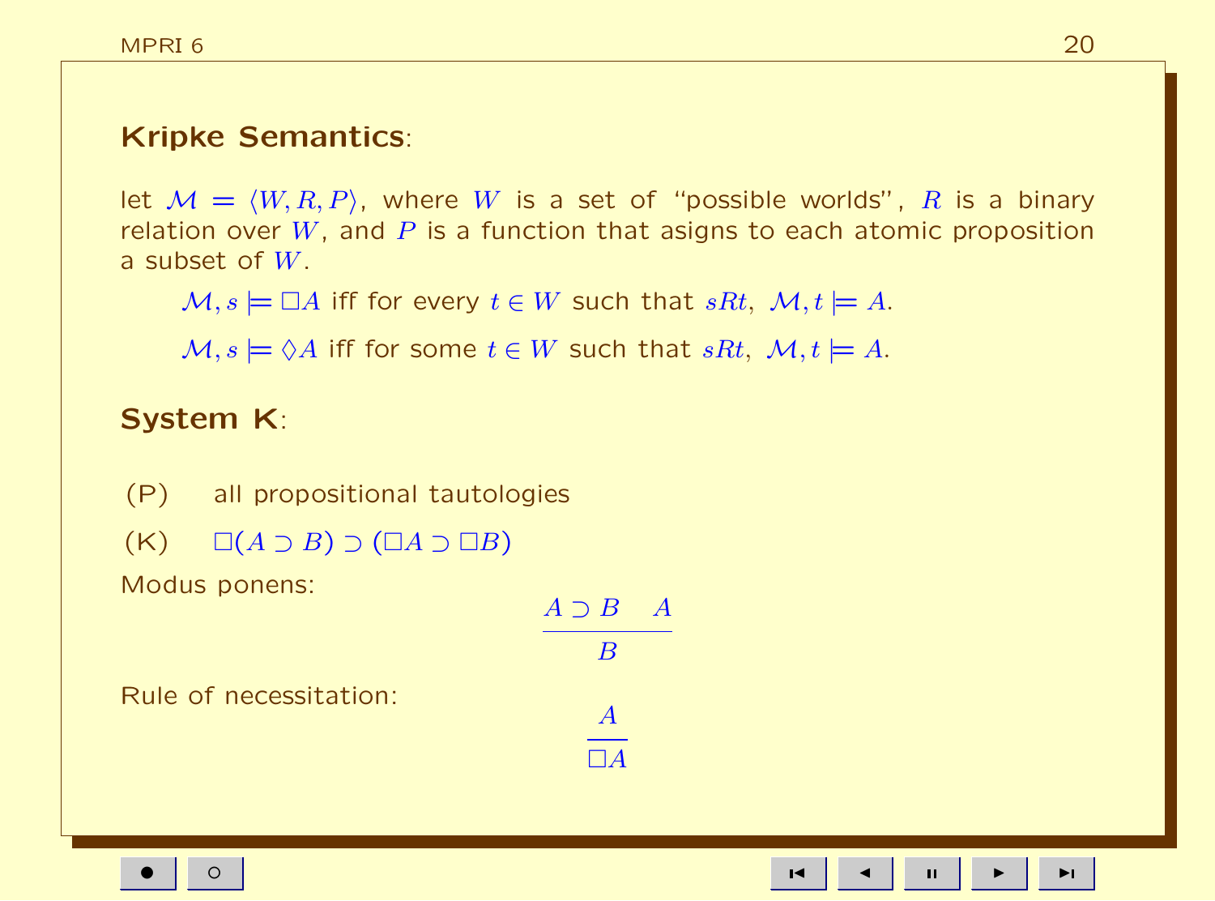## Kripke Semantics:

let $\mathcal{M} = \langle W, R, P \rangle$, where $W$ is a set of "possible worlds", $R$ is a binary relation over $W$, and $P$ is a function that asigns to each atomic proposition a subset of $W$.

$\mathcal{M}, s \models \Box A$ iff for every $t \in W$ such that $sRt$, $\mathcal{M}, t \models A$.

$\mathcal{M}, s \models \Diamond A$ iff for some $t \in W$ such that $sRt$, $\mathcal{M}, t \models A$.

## System K:

(P) all propositional tautologies

(K) $\Box(A \supset B) \supset (\Box A \supset \Box B)$

Modus ponens:

$$\frac{A \supset B \quad A}{B}$$

Rule of necessitation:

$$\frac{A}{\Box A}$$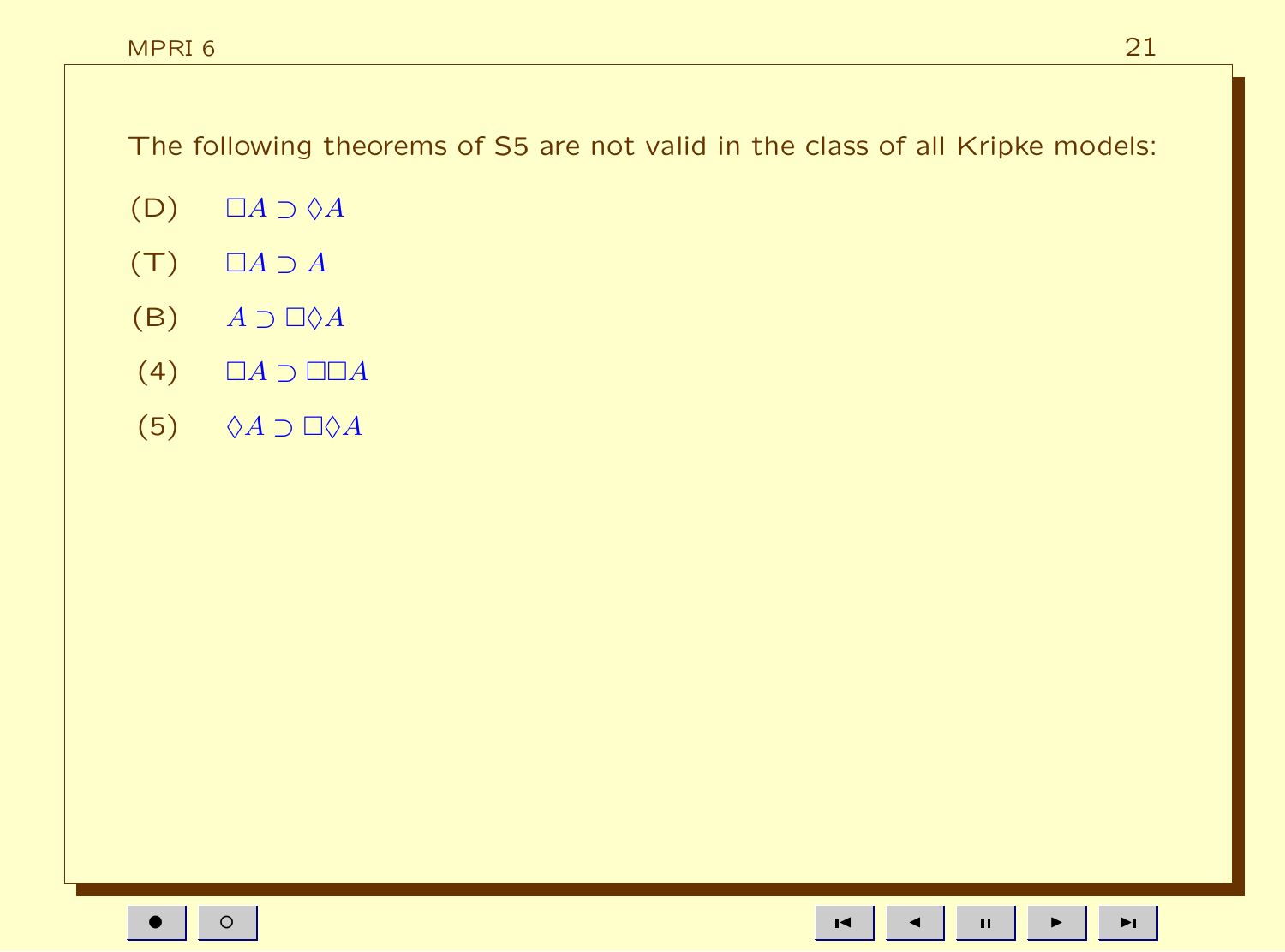The following theorems of S5 are not valid in the class of all Kripke models:

(D) $\Box A \supset \Diamond A$

(T) $\Box A \supset A$

(B) $A \supset \Box \Diamond A$

(4) $\Box A \supset \Box \Box A$

(5) $\Diamond A \supset \Box \Diamond A$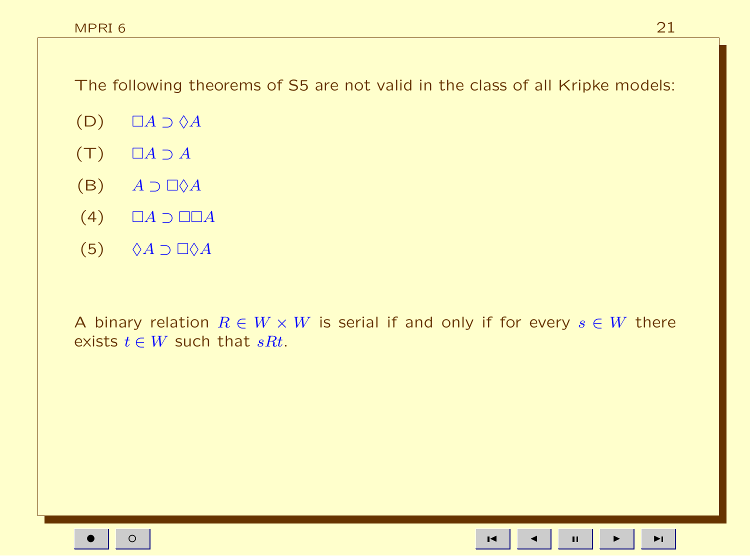The following theorems of S5 are not valid in the class of all Kripke models:

(D) $\Box A \supset \Diamond A$

(T) $\Box A \supset A$

(B) $A \supset \Box\Diamond A$

(4) $\Box A \supset \Box\Box A$

(5) $\Diamond A \supset \Box\Diamond A$

A binary relation $R \in W \times W$ is serial if and only if for every $s \in W$ there exists $t \in W$ such that $sRt$.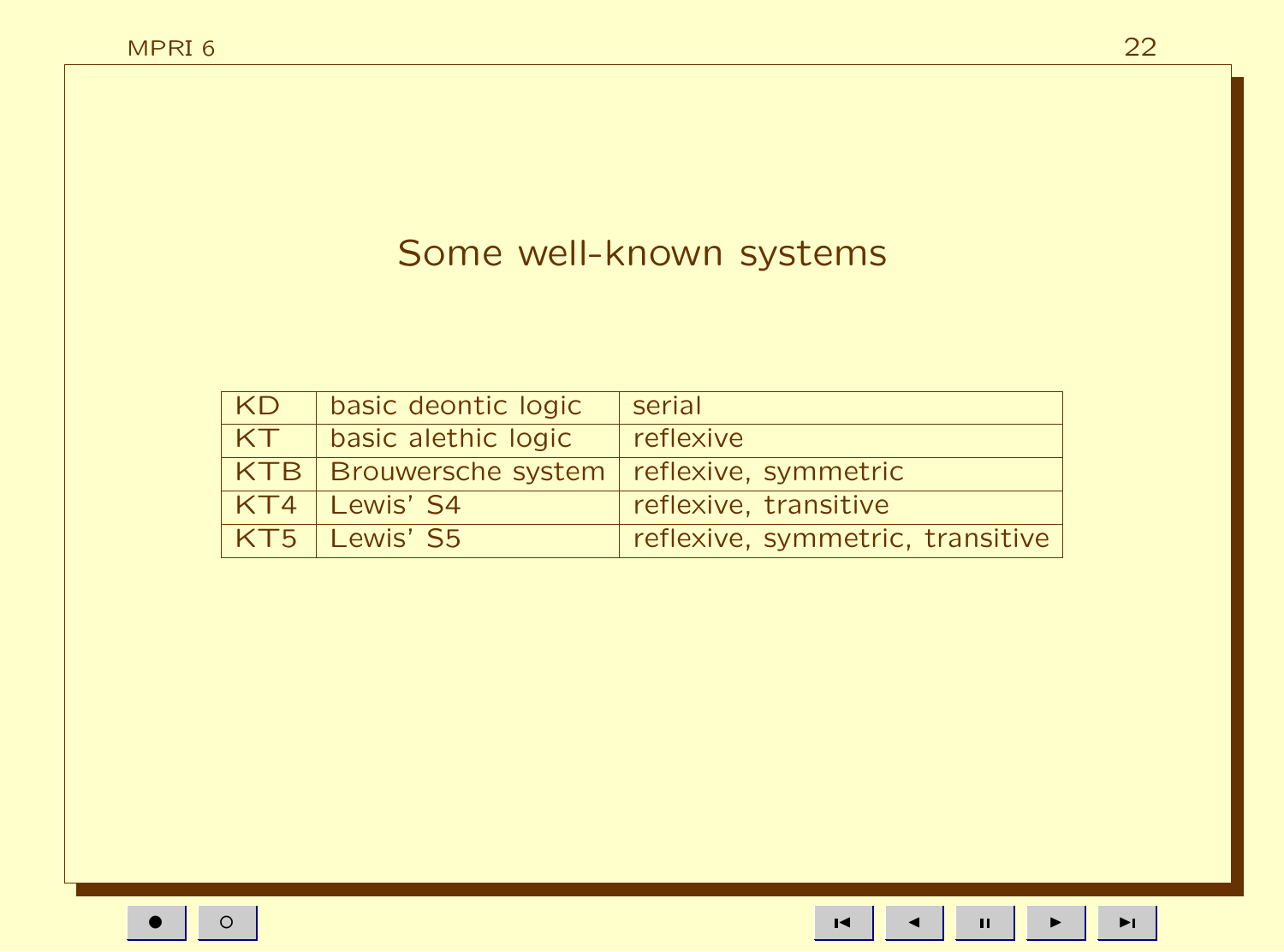# Some well-known systems

| KD | basic deontic logic | serial |
|---|---|---|
| KT | basic alethic logic | reflexive |
| KTB | Brouwersche system | reflexive, symmetric |
| KT4 | Lewis' S4 | reflexive, transitive |
| KT5 | Lewis' S5 | reflexive, symmetric, transitive |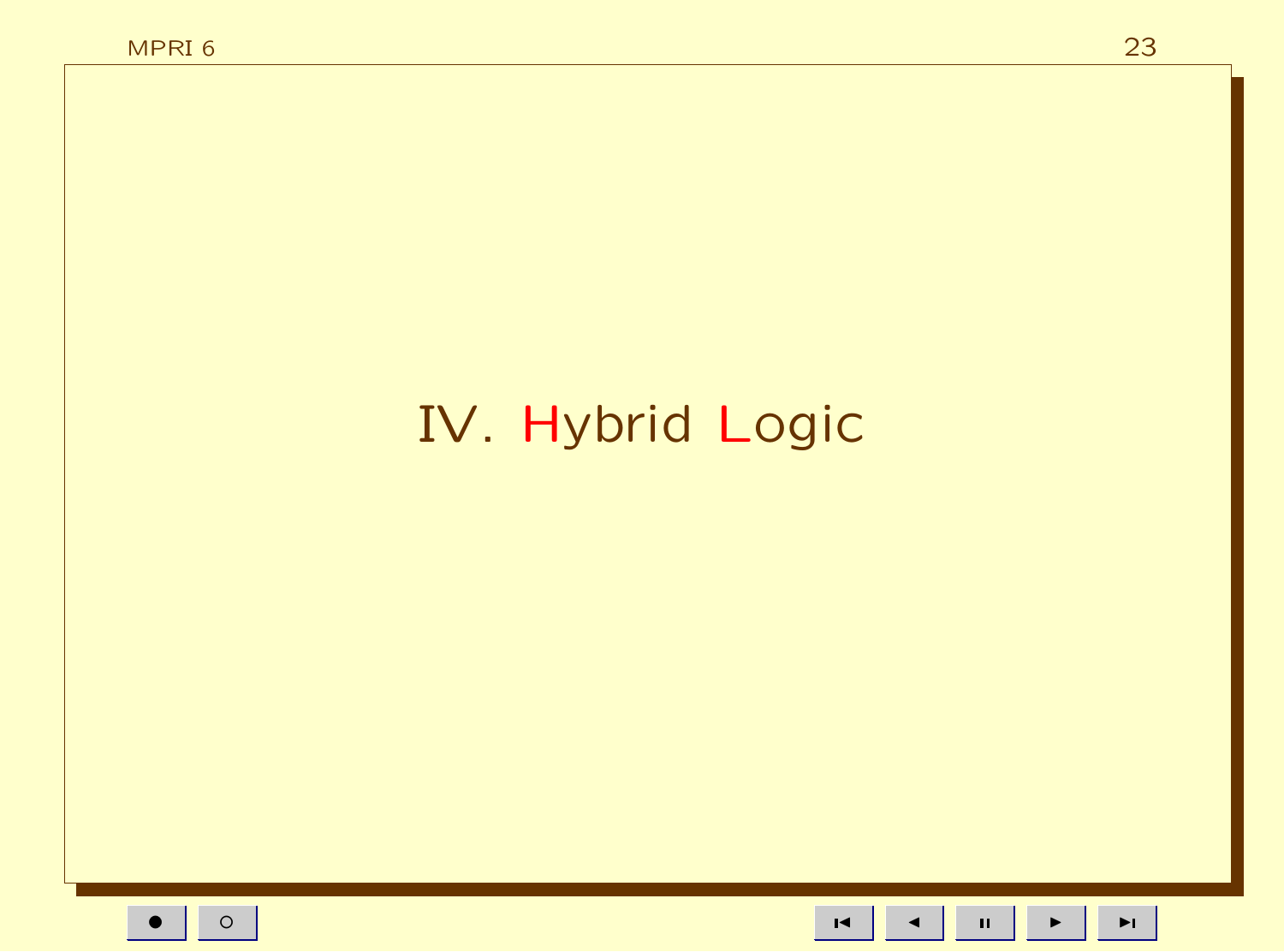# IV. Hybrid Logic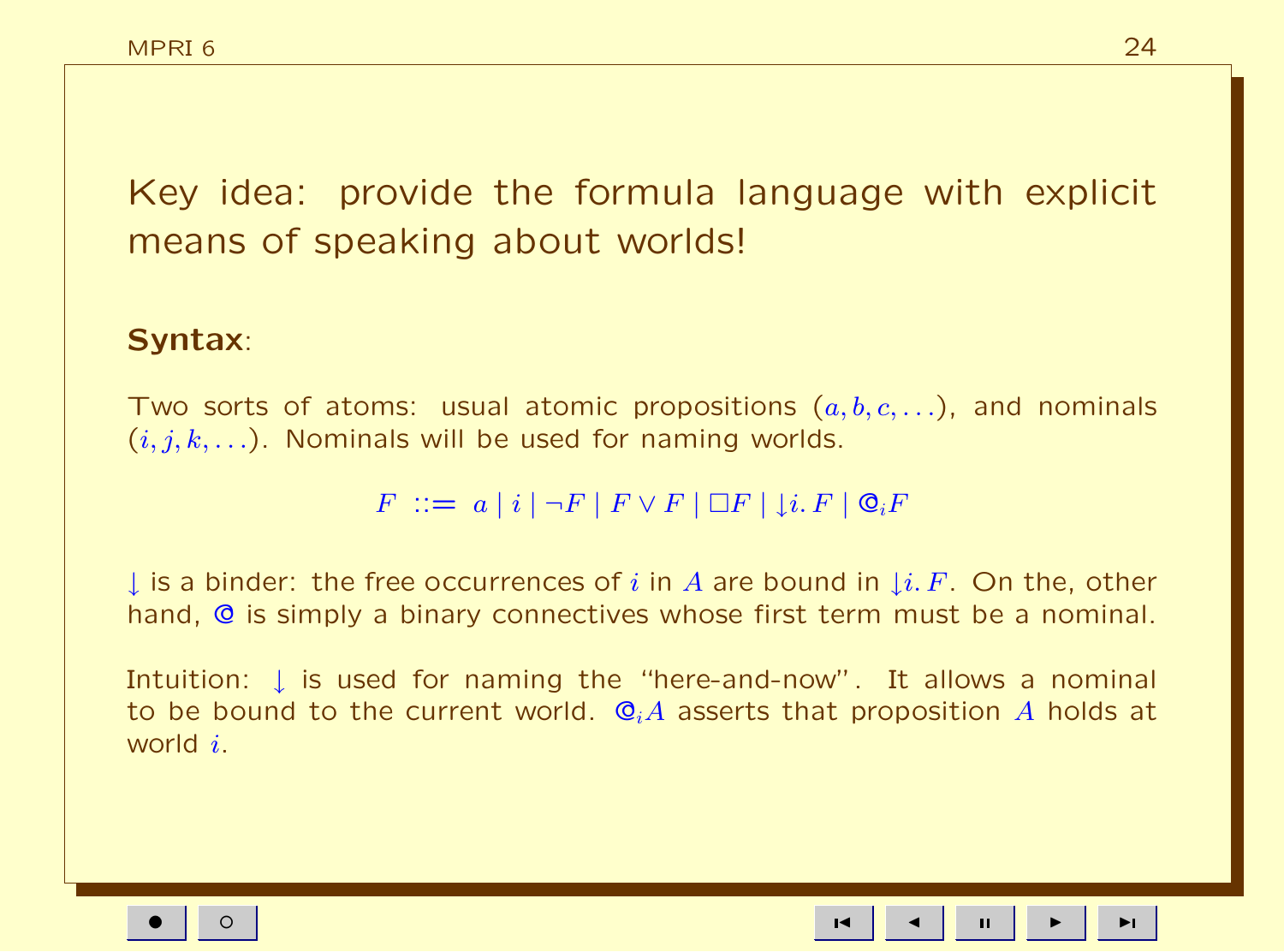Key idea: provide the formula language with explicit means of speaking about worlds!

**Syntax**:

Two sorts of atoms: usual atomic propositions ($a, b, c, \ldots$), and nominals ($i, j, k, \ldots$). Nominals will be used for naming worlds.

$$F ::= a \mid i \mid \neg F \mid F \vee F \mid \Box F \mid \downarrow i.\, F \mid @_i F$$

$\downarrow$ is a binder: the free occurrences of $i$ in $A$ are bound in $\downarrow i.\, F$. On the, other hand, $@$ is simply a binary connectives whose first term must be a nominal.

Intuition: $\downarrow$ is used for naming the "here-and-now". It allows a nominal to be bound to the current world. $@_i A$ asserts that proposition $A$ holds at world $i$.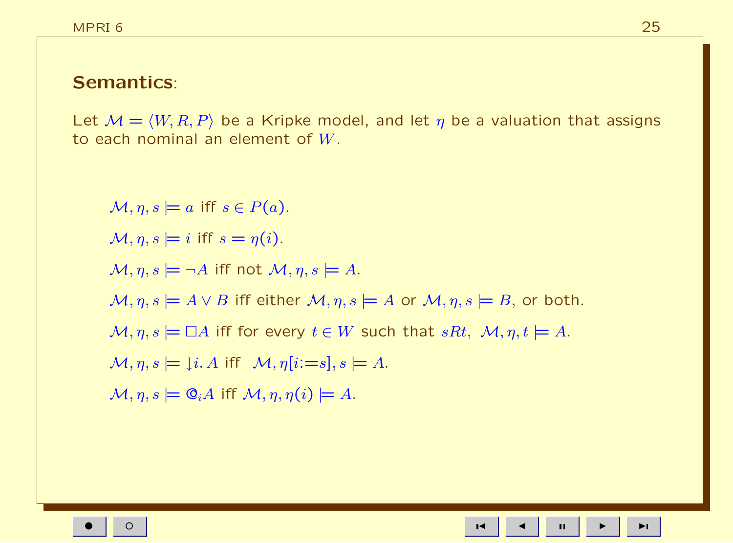**Semantics**:

Let $\mathcal{M} = \langle W, R, P \rangle$ be a Kripke model, and let $\eta$ be a valuation that assigns to each nominal an element of $W$.

$\mathcal{M}, \eta, s \models a$ iff $s \in P(a)$.

$\mathcal{M}, \eta, s \models i$ iff $s = \eta(i)$.

$\mathcal{M}, \eta, s \models \neg A$ iff not $\mathcal{M}, \eta, s \models A$.

$\mathcal{M}, \eta, s \models A \vee B$ iff either $\mathcal{M}, \eta, s \models A$ or $\mathcal{M}, \eta, s \models B$, or both.

$\mathcal{M}, \eta, s \models \Box A$ iff for every $t \in W$ such that $sRt$, $\mathcal{M}, \eta, t \models A$.

$\mathcal{M}, \eta, s \models \downarrow i. A$ iff $\mathcal{M}, \eta[i{:=}s], s \models A$.

$\mathcal{M}, \eta, s \models @_i A$ iff $\mathcal{M}, \eta, \eta(i) \models A$.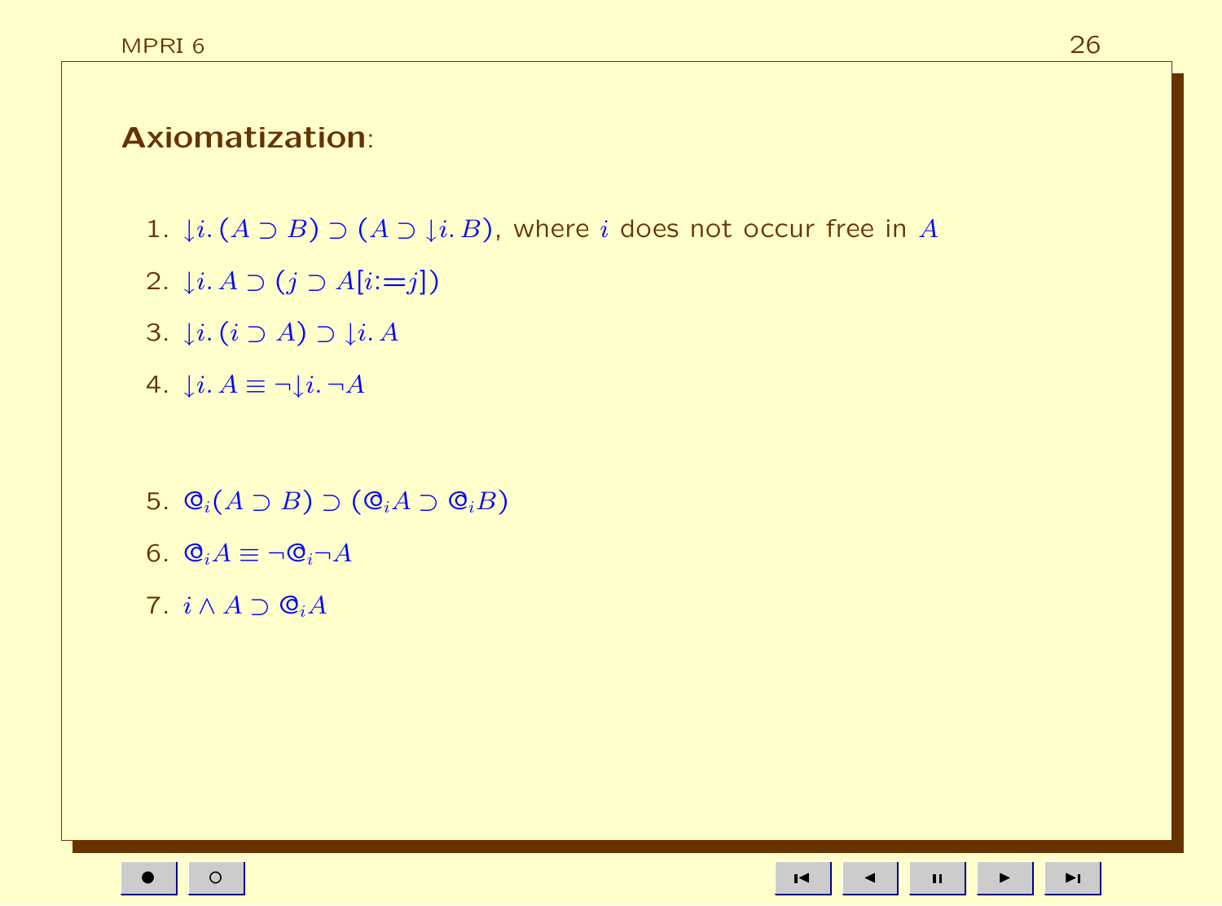**Axiomatization**:

1. $\downarrow i.\,(A \supset B) \supset (A \supset \downarrow i.\,B)$, where $i$ does not occur free in $A$
2. $\downarrow i.\,A \supset (j \supset A[i{:=}j])$
3. $\downarrow i.\,(i \supset A) \supset \downarrow i.\,A$
4. $\downarrow i.\,A \equiv \neg\downarrow i.\,\neg A$

5. $@_i(A \supset B) \supset (@_i A \supset @_i B)$
6. $@_i A \equiv \neg @_i \neg A$
7. $i \wedge A \supset @_i A$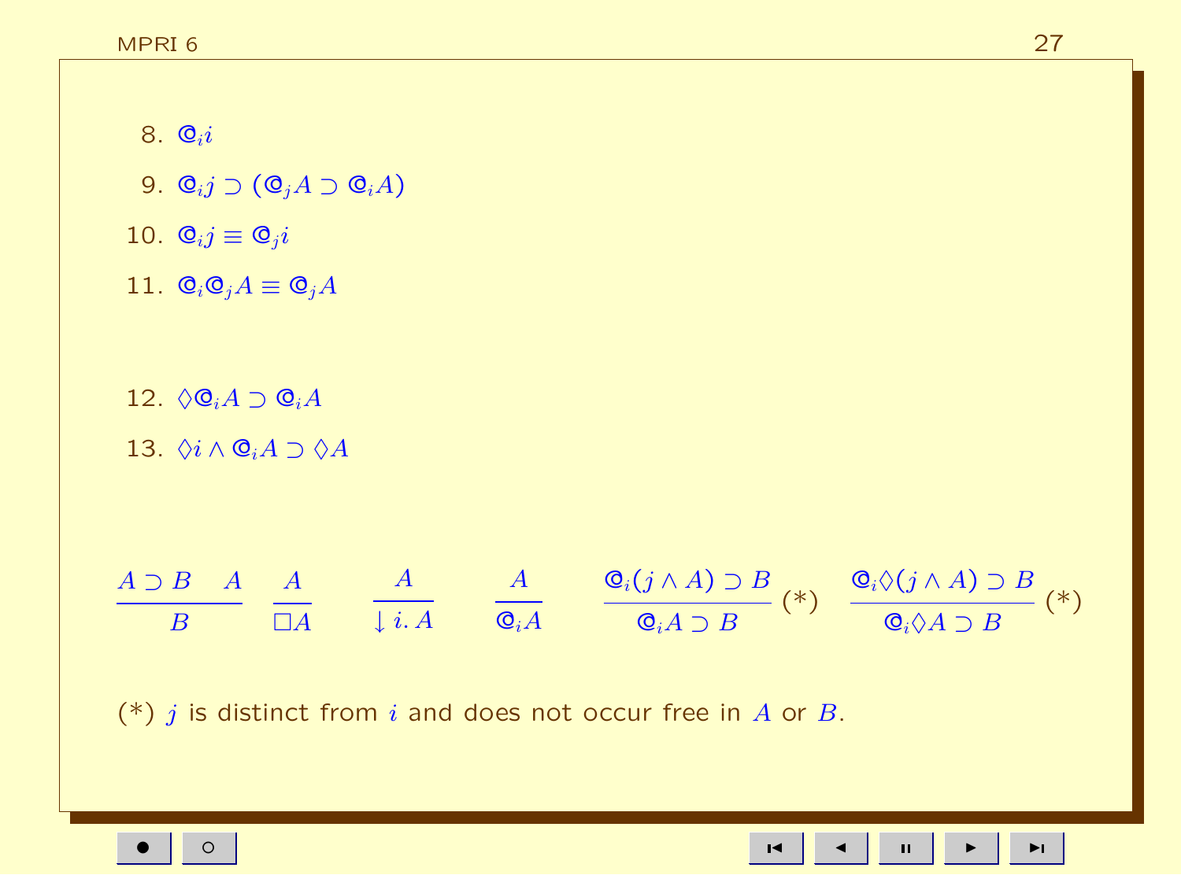8. $@_i i$

9. $@_i j \supset (@_j A \supset @_i A)$

10. $@_i j \equiv @_j i$

11. $@_i @_j A \equiv @_j A$

12. $\Diamond @_i A \supset @_i A$

13. $\Diamond i \wedge @_i A \supset \Diamond A$

$$\frac{A \supset B \quad A}{B} \qquad \frac{A}{\Box A} \qquad \frac{A}{\downarrow i.\, A} \qquad \frac{A}{@_i A} \qquad \frac{@_i (j \wedge A) \supset B}{@_i A \supset B}\,(*) \qquad \frac{@_i \Diamond (j \wedge A) \supset B}{@_i \Diamond A \supset B}\,(*)$$

(*) $j$ is distinct from $i$ and does not occur free in $A$ or $B$.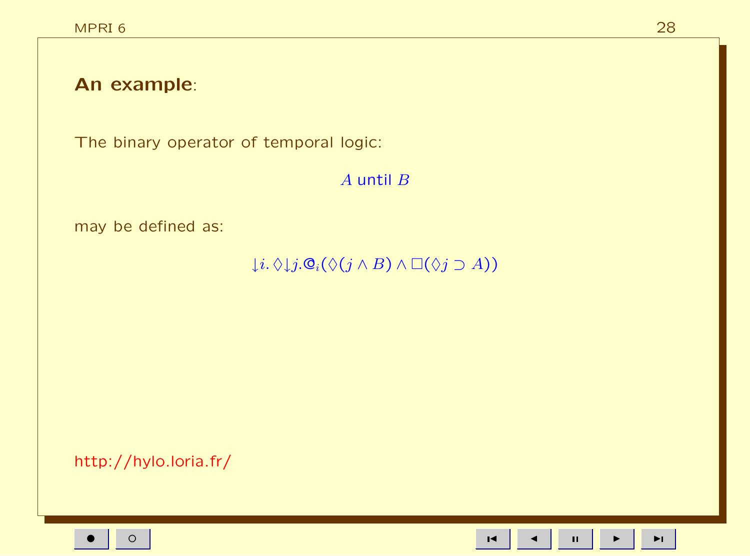**An example**:

The binary operator of temporal logic:

$$A \text{ until } B$$

may be defined as:

$$\downarrow i.\, \Diamond \downarrow j. @_i(\Diamond(j \wedge B) \wedge \Box(\Diamond j \supset A))$$

http://hylo.loria.fr/